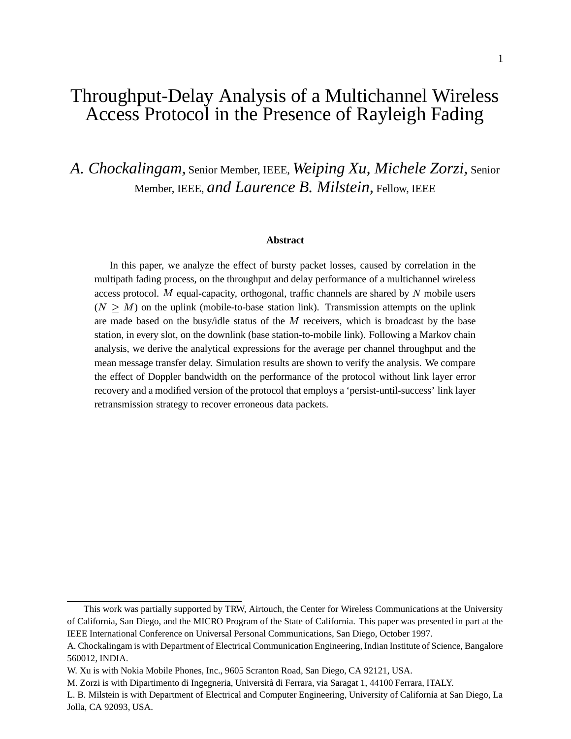# Throughput-Delay Analysis of a Multichannel Wireless Access Protocol in the Presence of Rayleigh Fading

*A. Chockalingam,* Senior Member, IEEE, *Weiping Xu, Michele Zorzi,* Senior Member, IEEE, *and Laurence B. Milstein,* Fellow, IEEE

### Abstract

In this paper, we analyze the effect of bursty packet losses, caused by correlation in the multipath fading process, on the throughput and delay performance of a multichannel wireless access protocol. $M$ equal-capacity, orthogonal, traffic channels are shared by $N$ mobile users ($N \geq M$) on the uplink (mobile-to-base station link). Transmission attempts on the uplink are made based on the busy/idle status of the $M$ receivers, which is broadcast by the base station, in every slot, on the downlink (base station-to-mobile link). Following a Markov chain analysis, we derive the analytical expressions for the average per channel throughput and the mean message transfer delay. Simulation results are shown to verify the analysis. We compare the effect of Doppler bandwidth on the performance of the protocol without link layer error recovery and a modified version of the protocol that employs a 'persist-until-success' link layer retransmission strategy to recover erroneous data packets.

---

This work was partially supported by TRW, Airtouch, the Center for Wireless Communications at the University of California, San Diego, and the MICRO Program of the State of California. This paper was presented in part at the IEEE International Conference on Universal Personal Communications, San Diego, October 1997.

A. Chockalingam is with Department of Electrical Communication Engineering, Indian Institute of Science, Bangalore 560012, INDIA.

W. Xu is with Nokia Mobile Phones, Inc., 9605 Scranton Road, San Diego, CA 92121, USA.

M. Zorzi is with Dipartimento di Ingegneria, Università di Ferrara, via Saragat 1, 44100 Ferrara, ITALY.

L. B. Milstein is with Department of Electrical and Computer Engineering, University of California at San Diego, La Jolla, CA 92093, USA.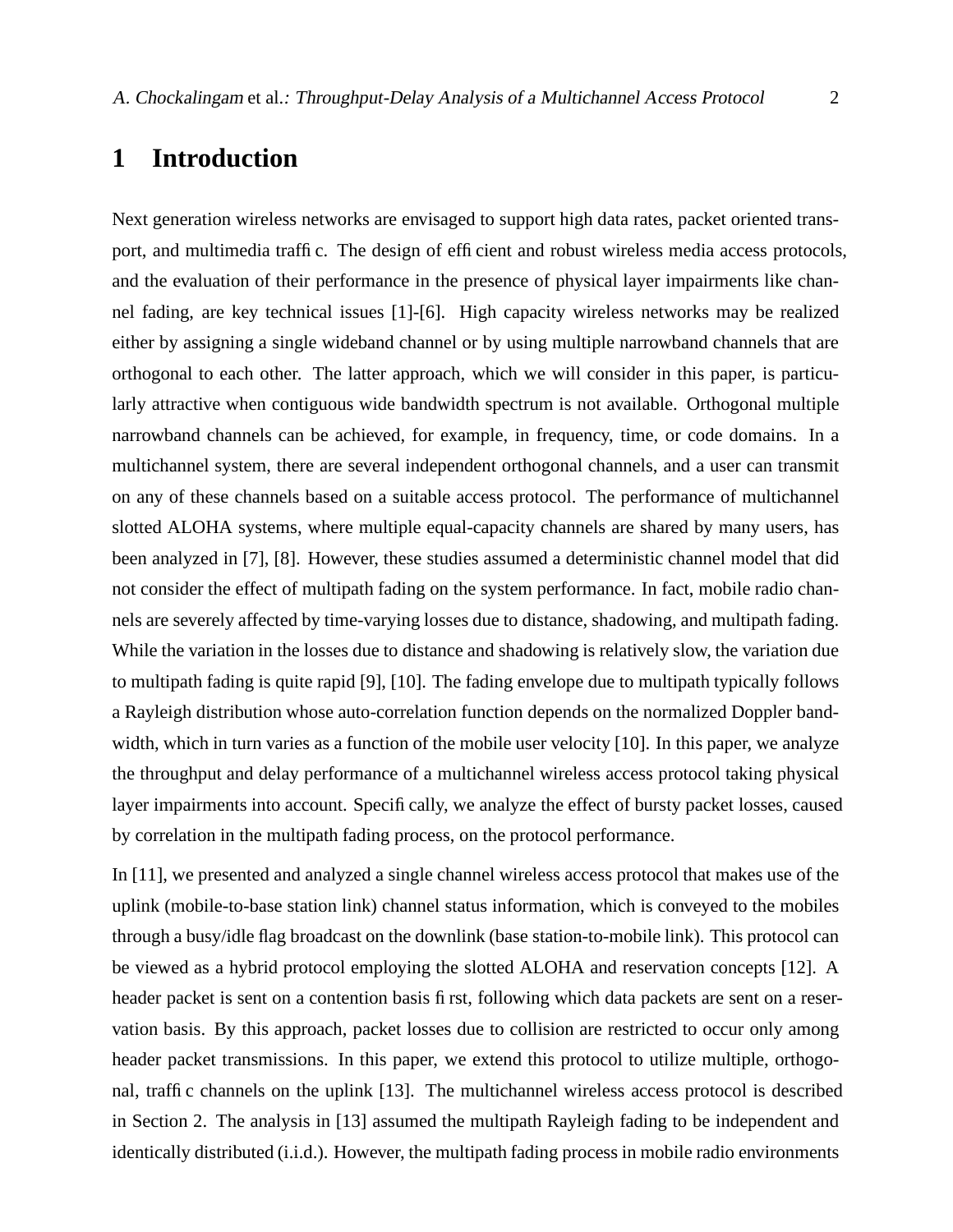# 1 Introduction

Next generation wireless networks are envisaged to support high data rates, packet oriented transport, and multimedia traffic. The design of efficient and robust wireless media access protocols, and the evaluation of their performance in the presence of physical layer impairments like channel fading, are key technical issues [1]-[6]. High capacity wireless networks may be realized either by assigning a single wideband channel or by using multiple narrowband channels that are orthogonal to each other. The latter approach, which we will consider in this paper, is particularly attractive when contiguous wide bandwidth spectrum is not available. Orthogonal multiple narrowband channels can be achieved, for example, in frequency, time, or code domains. In a multichannel system, there are several independent orthogonal channels, and a user can transmit on any of these channels based on a suitable access protocol. The performance of multichannel slotted ALOHA systems, where multiple equal-capacity channels are shared by many users, has been analyzed in [7], [8]. However, these studies assumed a deterministic channel model that did not consider the effect of multipath fading on the system performance. In fact, mobile radio channels are severely affected by time-varying losses due to distance, shadowing, and multipath fading. While the variation in the losses due to distance and shadowing is relatively slow, the variation due to multipath fading is quite rapid [9], [10]. The fading envelope due to multipath typically follows a Rayleigh distribution whose auto-correlation function depends on the normalized Doppler bandwidth, which in turn varies as a function of the mobile user velocity [10]. In this paper, we analyze the throughput and delay performance of a multichannel wireless access protocol taking physical layer impairments into account. Specifically, we analyze the effect of bursty packet losses, caused by correlation in the multipath fading process, on the protocol performance.

In [11], we presented and analyzed a single channel wireless access protocol that makes use of the uplink (mobile-to-base station link) channel status information, which is conveyed to the mobiles through a busy/idle flag broadcast on the downlink (base station-to-mobile link). This protocol can be viewed as a hybrid protocol employing the slotted ALOHA and reservation concepts [12]. A header packet is sent on a contention basis first, following which data packets are sent on a reservation basis. By this approach, packet losses due to collision are restricted to occur only among header packet transmissions. In this paper, we extend this protocol to utilize multiple, orthogonal, traffic channels on the uplink [13]. The multichannel wireless access protocol is described in Section 2. The analysis in [13] assumed the multipath Rayleigh fading to be independent and identically distributed (i.i.d.). However, the multipath fading process in mobile radio environments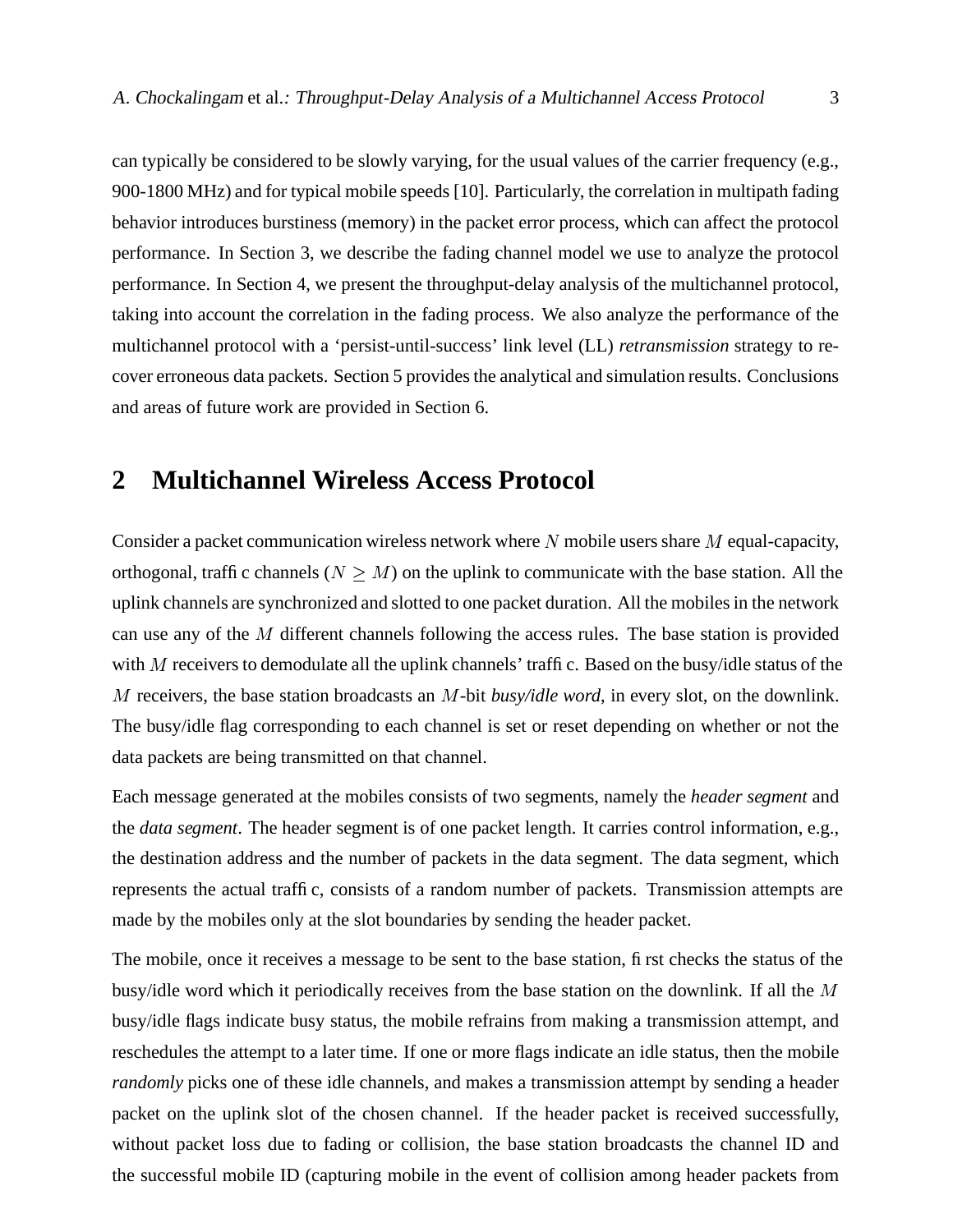can typically be considered to be slowly varying, for the usual values of the carrier frequency (e.g., 900-1800 MHz) and for typical mobile speeds [10]. Particularly, the correlation in multipath fading behavior introduces burstiness (memory) in the packet error process, which can affect the protocol performance. In Section 3, we describe the fading channel model we use to analyze the protocol performance. In Section 4, we present the throughput-delay analysis of the multichannel protocol, taking into account the correlation in the fading process. We also analyze the performance of the multichannel protocol with a 'persist-until-success' link level (LL) *retransmission* strategy to recover erroneous data packets. Section 5 provides the analytical and simulation results. Conclusions and areas of future work are provided in Section 6.

## 2 Multichannel Wireless Access Protocol

Consider a packet communication wireless network where $N$ mobile users share $M$ equal-capacity, orthogonal, traffic channels ($N \geq M$) on the uplink to communicate with the base station. All the uplink channels are synchronized and slotted to one packet duration. All the mobiles in the network can use any of the $M$ different channels following the access rules. The base station is provided with $M$ receivers to demodulate all the uplink channels' traffic. Based on the busy/idle status of the $M$ receivers, the base station broadcasts an $M$-bit *busy/idle word*, in every slot, on the downlink. The busy/idle flag corresponding to each channel is set or reset depending on whether or not the data packets are being transmitted on that channel.

Each message generated at the mobiles consists of two segments, namely the *header segment* and the *data segment*. The header segment is of one packet length. It carries control information, e.g., the destination address and the number of packets in the data segment. The data segment, which represents the actual traffic, consists of a random number of packets. Transmission attempts are made by the mobiles only at the slot boundaries by sending the header packet.

The mobile, once it receives a message to be sent to the base station, first checks the status of the busy/idle word which it periodically receives from the base station on the downlink. If all the $M$ busy/idle flags indicate busy status, the mobile refrains from making a transmission attempt, and reschedules the attempt to a later time. If one or more flags indicate an idle status, then the mobile *randomly* picks one of these idle channels, and makes a transmission attempt by sending a header packet on the uplink slot of the chosen channel. If the header packet is received successfully, without packet loss due to fading or collision, the base station broadcasts the channel ID and the successful mobile ID (capturing mobile in the event of collision among header packets from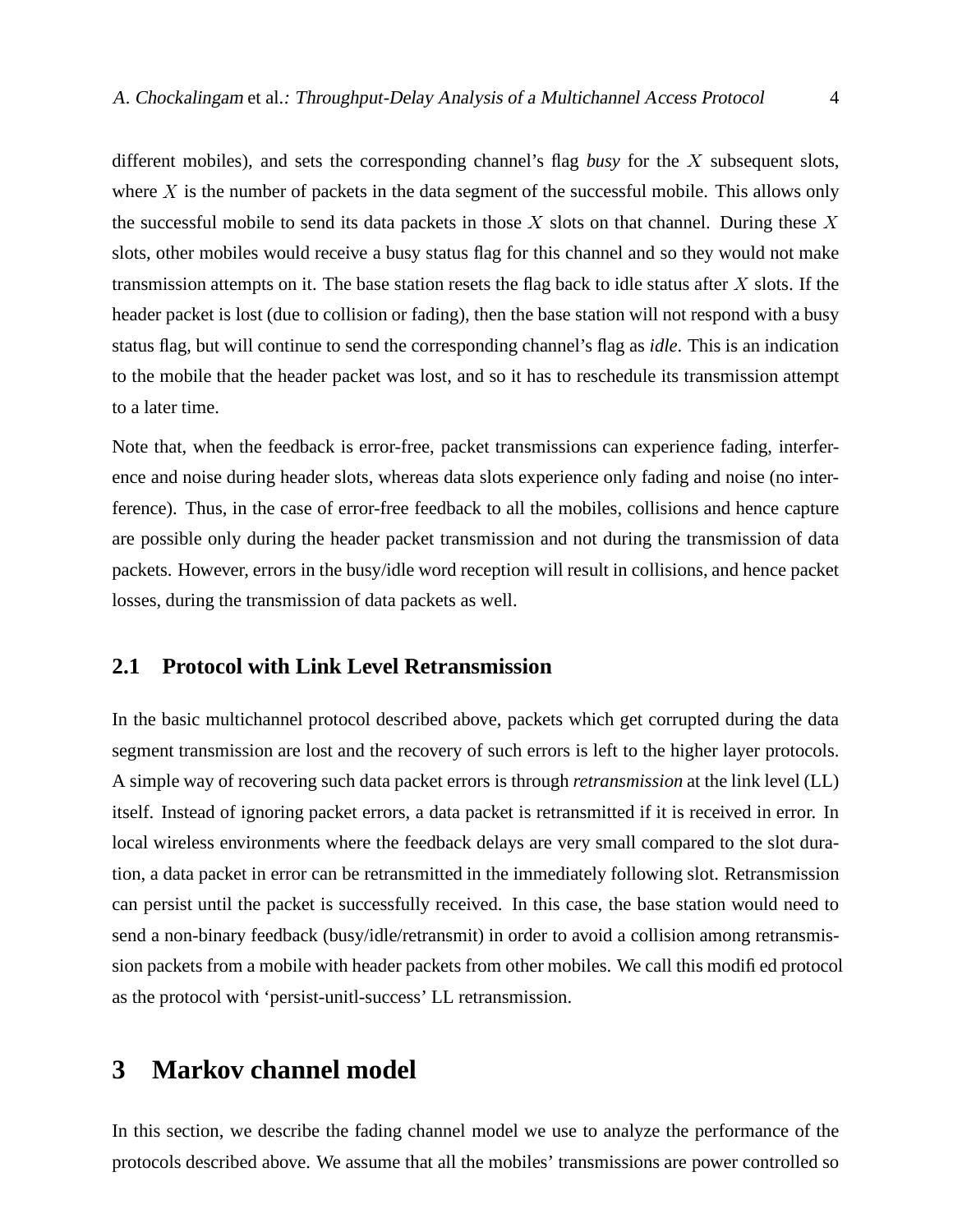different mobiles), and sets the corresponding channel's flag *busy* for the $X$ subsequent slots, where $X$ is the number of packets in the data segment of the successful mobile. This allows only the successful mobile to send its data packets in those $X$ slots on that channel. During these $X$ slots, other mobiles would receive a busy status flag for this channel and so they would not make transmission attempts on it. The base station resets the flag back to idle status after $X$ slots. If the header packet is lost (due to collision or fading), then the base station will not respond with a busy status flag, but will continue to send the corresponding channel's flag as *idle*. This is an indication to the mobile that the header packet was lost, and so it has to reschedule its transmission attempt to a later time.

Note that, when the feedback is error-free, packet transmissions can experience fading, interference and noise during header slots, whereas data slots experience only fading and noise (no interference). Thus, in the case of error-free feedback to all the mobiles, collisions and hence capture are possible only during the header packet transmission and not during the transmission of data packets. However, errors in the busy/idle word reception will result in collisions, and hence packet losses, during the transmission of data packets as well.

## 2.1 Protocol with Link Level Retransmission

In the basic multichannel protocol described above, packets which get corrupted during the data segment transmission are lost and the recovery of such errors is left to the higher layer protocols. A simple way of recovering such data packet errors is through *retransmission* at the link level (LL) itself. Instead of ignoring packet errors, a data packet is retransmitted if it is received in error. In local wireless environments where the feedback delays are very small compared to the slot duration, a data packet in error can be retransmitted in the immediately following slot. Retransmission can persist until the packet is successfully received. In this case, the base station would need to send a non-binary feedback (busy/idle/retransmit) in order to avoid a collision among retransmission packets from a mobile with header packets from other mobiles. We call this modified protocol as the protocol with 'persist-unitl-success' LL retransmission.

# 3 Markov channel model

In this section, we describe the fading channel model we use to analyze the performance of the protocols described above. We assume that all the mobiles' transmissions are power controlled so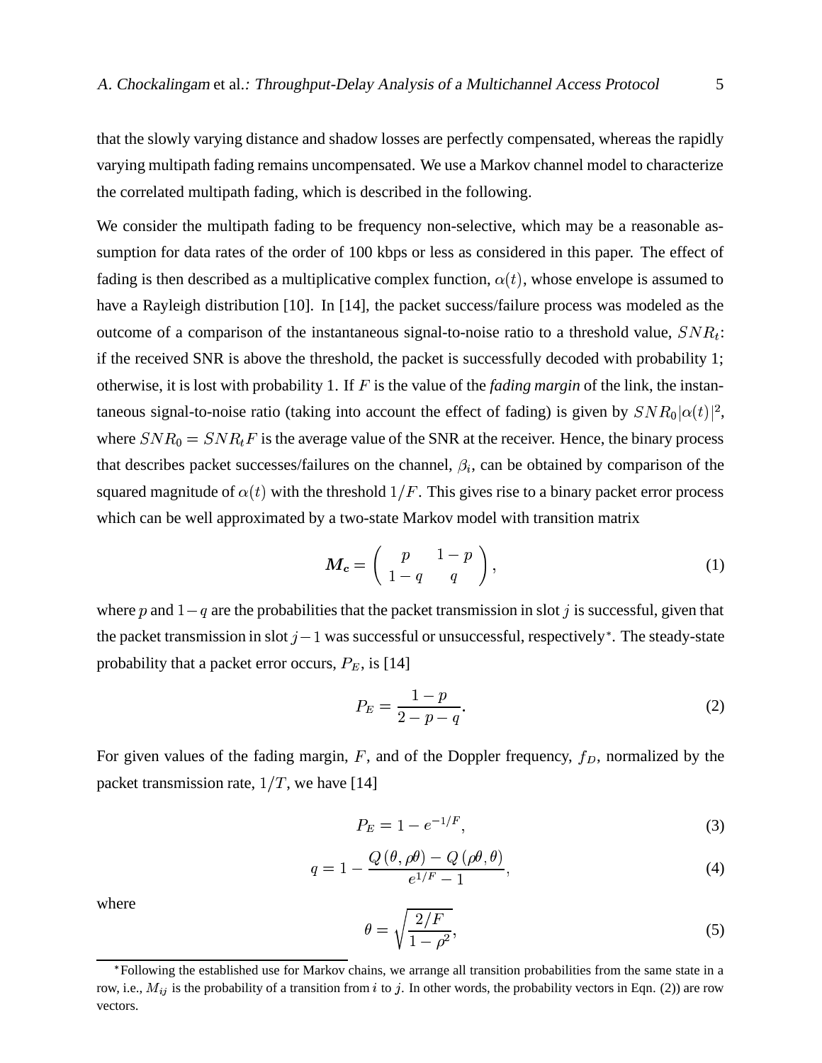that the slowly varying distance and shadow losses are perfectly compensated, whereas the rapidly varying multipath fading remains uncompensated. We use a Markov channel model to characterize the correlated multipath fading, which is described in the following.

We consider the multipath fading to be frequency non-selective, which may be a reasonable assumption for data rates of the order of 100 kbps or less as considered in this paper. The effect of fading is then described as a multiplicative complex function, $\alpha(t)$, whose envelope is assumed to have a Rayleigh distribution [10]. In [14], the packet success/failure process was modeled as the outcome of a comparison of the instantaneous signal-to-noise ratio to a threshold value, $SNR_t$: if the received SNR is above the threshold, the packet is successfully decoded with probability 1; otherwise, it is lost with probability 1. If $F$ is the value of the *fading margin* of the link, the instantaneous signal-to-noise ratio (taking into account the effect of fading) is given by $SNR_0|\alpha(t)|^2$, where $SNR_0 = SNR_t F$ is the average value of the SNR at the receiver. Hence, the binary process that describes packet successes/failures on the channel, $\beta_i$, can be obtained by comparison of the squared magnitude of $\alpha(t)$ with the threshold $1/F$. This gives rise to a binary packet error process which can be well approximated by a two-state Markov model with transition matrix

$$\boldsymbol{M_c} = \begin{pmatrix} p & 1-p \\ 1-q & q \end{pmatrix}, \tag{1}$$

where $p$ and $1-q$ are the probabilities that the packet transmission in slot $j$ is successful, given that the packet transmission in slot $j-1$ was successful or unsuccessful, respectively*. The steady-state probability that a packet error occurs, $P_E$, is [14]

$$P_E = \frac{1-p}{2-p-q}. \tag{2}$$

For given values of the fading margin, $F$, and of the Doppler frequency, $f_D$, normalized by the packet transmission rate, $1/T$, we have [14]

$$P_E = 1 - e^{-1/F}, \tag{3}$$

$$q = 1 - \frac{Q(\theta, \rho\theta) - Q(\rho\theta, \theta)}{e^{1/F} - 1}, \tag{4}$$

where

$$\theta = \sqrt{\frac{2/F}{1-\rho^2}}, \tag{5}$$

*Following the established use for Markov chains, we arrange all transition probabilities from the same state in a row, i.e., $M_{ij}$ is the probability of a transition from $i$ to $j$. In other words, the probability vectors in Eqn. (2)) are row vectors.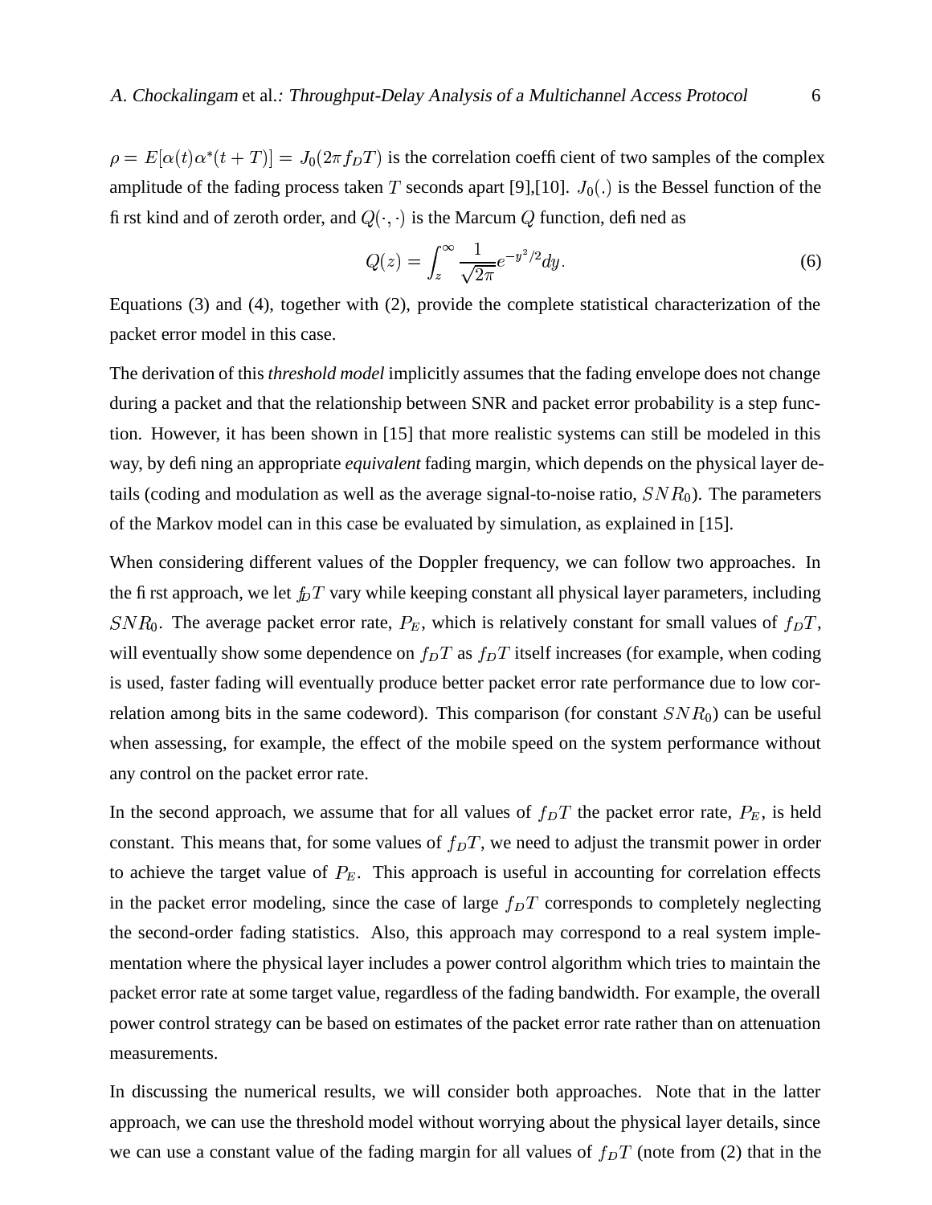$\rho = E[\alpha(t)\alpha^*(t+T)] = J_0(2\pi f_D T)$ is the correlation coefficient of two samples of the complex amplitude of the fading process taken $T$ seconds apart [9],[10]. $J_0(.)$ is the Bessel function of the first kind and of zeroth order, and $Q(\cdot,\cdot)$ is the Marcum $Q$ function, defined as

$$Q(z) = \int_z^\infty \frac{1}{\sqrt{2\pi}} e^{-y^2/2} dy. \tag{6}$$

Equations (3) and (4), together with (2), provide the complete statistical characterization of the packet error model in this case.

The derivation of this *threshold model* implicitly assumes that the fading envelope does not change during a packet and that the relationship between SNR and packet error probability is a step function. However, it has been shown in [15] that more realistic systems can still be modeled in this way, by defining an appropriate *equivalent* fading margin, which depends on the physical layer details (coding and modulation as well as the average signal-to-noise ratio, $SNR_0$). The parameters of the Markov model can in this case be evaluated by simulation, as explained in [15].

When considering different values of the Doppler frequency, we can follow two approaches. In the first approach, we let $f_D T$ vary while keeping constant all physical layer parameters, including $SNR_0$. The average packet error rate, $P_E$, which is relatively constant for small values of $f_D T$, will eventually show some dependence on $f_D T$ as $f_D T$ itself increases (for example, when coding is used, faster fading will eventually produce better packet error rate performance due to low correlation among bits in the same codeword). This comparison (for constant $SNR_0$) can be useful when assessing, for example, the effect of the mobile speed on the system performance without any control on the packet error rate.

In the second approach, we assume that for all values of $f_D T$ the packet error rate, $P_E$, is held constant. This means that, for some values of $f_D T$, we need to adjust the transmit power in order to achieve the target value of $P_E$. This approach is useful in accounting for correlation effects in the packet error modeling, since the case of large $f_D T$ corresponds to completely neglecting the second-order fading statistics. Also, this approach may correspond to a real system implementation where the physical layer includes a power control algorithm which tries to maintain the packet error rate at some target value, regardless of the fading bandwidth. For example, the overall power control strategy can be based on estimates of the packet error rate rather than on attenuation measurements.

In discussing the numerical results, we will consider both approaches. Note that in the latter approach, we can use the threshold model without worrying about the physical layer details, since we can use a constant value of the fading margin for all values of $f_D T$ (note from (2) that in the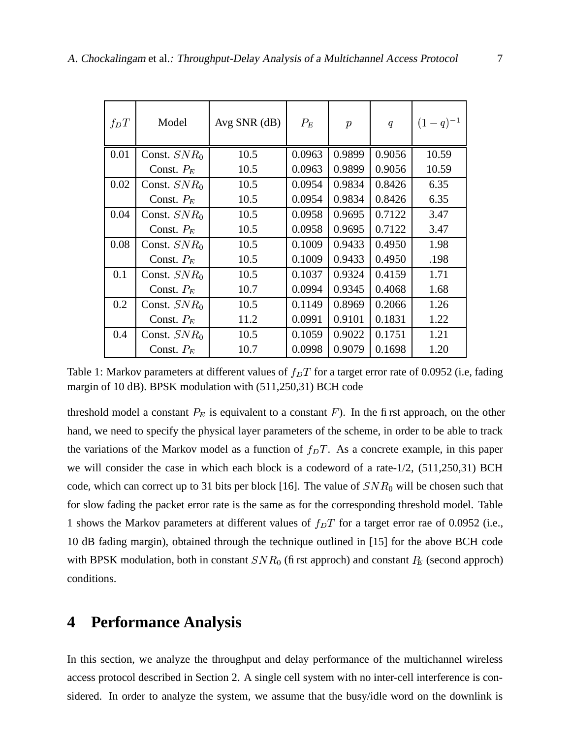| $f_D T$ | Model | Avg SNR (dB) | $P_E$ | $p$ | $q$ | $(1-q)^{-1}$ |
|---|---|---|---|---|---|---|
| 0.01 | Const. $SNR_0$ | 10.5 | 0.0963 | 0.9899 | 0.9056 | 10.59 |
| | Const. $P_E$ | 10.5 | 0.0963 | 0.9899 | 0.9056 | 10.59 |
| 0.02 | Const. $SNR_0$ | 10.5 | 0.0954 | 0.9834 | 0.8426 | 6.35 |
| | Const. $P_E$ | 10.5 | 0.0954 | 0.9834 | 0.8426 | 6.35 |
| 0.04 | Const. $SNR_0$ | 10.5 | 0.0958 | 0.9695 | 0.7122 | 3.47 |
| | Const. $P_E$ | 10.5 | 0.0958 | 0.9695 | 0.7122 | 3.47 |
| 0.08 | Const. $SNR_0$ | 10.5 | 0.1009 | 0.9433 | 0.4950 | 1.98 |
| | Const. $P_E$ | 10.5 | 0.1009 | 0.9433 | 0.4950 | .198 |
| 0.1 | Const. $SNR_0$ | 10.5 | 0.1037 | 0.9324 | 0.4159 | 1.71 |
| | Const. $P_E$ | 10.7 | 0.0994 | 0.9345 | 0.4068 | 1.68 |
| 0.2 | Const. $SNR_0$ | 10.5 | 0.1149 | 0.8969 | 0.2066 | 1.26 |
| | Const. $P_E$ | 11.2 | 0.0991 | 0.9101 | 0.1831 | 1.22 |
| 0.4 | Const. $SNR_0$ | 10.5 | 0.1059 | 0.9022 | 0.1751 | 1.21 |
| | Const. $P_E$ | 10.7 | 0.0998 | 0.9079 | 0.1698 | 1.20 |

Table 1: Markov parameters at different values of $f_D T$ for a target error rate of 0.0952 (i.e, fading margin of 10 dB). BPSK modulation with (511,250,31) BCH code

threshold model a constant $P_E$ is equivalent to a constant $F$). In the first approach, on the other hand, we need to specify the physical layer parameters of the scheme, in order to be able to track the variations of the Markov model as a function of $f_D T$. As a concrete example, in this paper we will consider the case in which each block is a codeword of a rate-1/2, (511,250,31) BCH code, which can correct up to 31 bits per block [16]. The value of $SNR_0$ will be chosen such that for slow fading the packet error rate is the same as for the corresponding threshold model. Table 1 shows the Markov parameters at different values of $f_D T$ for a target error rae of 0.0952 (i.e., 10 dB fading margin), obtained through the technique outlined in [15] for the above BCH code with BPSK modulation, both in constant $SNR_0$ (first approch) and constant $P_E$ (second approch) conditions.

## 4 Performance Analysis

In this section, we analyze the throughput and delay performance of the multichannel wireless access protocol described in Section 2. A single cell system with no inter-cell interference is considered. In order to analyze the system, we assume that the busy/idle word on the downlink is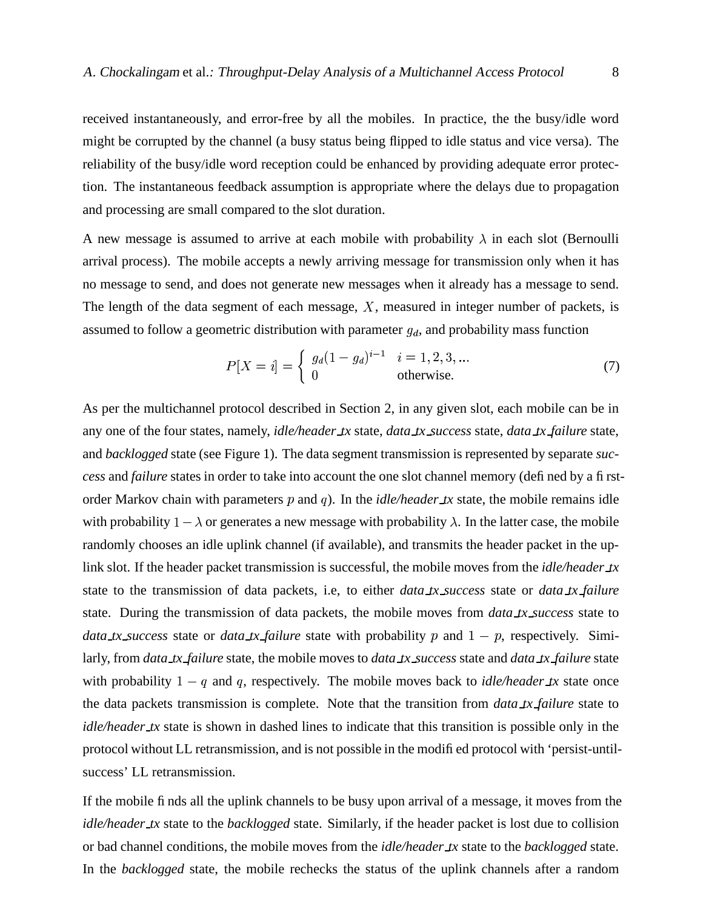received instantaneously, and error-free by all the mobiles. In practice, the the busy/idle word might be corrupted by the channel (a busy status being flipped to idle status and vice versa). The reliability of the busy/idle word reception could be enhanced by providing adequate error protection. The instantaneous feedback assumption is appropriate where the delays due to propagation and processing are small compared to the slot duration.

A new message is assumed to arrive at each mobile with probability $\lambda$ in each slot (Bernoulli arrival process). The mobile accepts a newly arriving message for transmission only when it has no message to send, and does not generate new messages when it already has a message to send. The length of the data segment of each message, $X$, measured in integer number of packets, is assumed to follow a geometric distribution with parameter $g_d$, and probability mass function

$$P[X = i] = \begin{cases} g_d(1 - g_d)^{i-1} & i = 1, 2, 3, ... \\ 0 & \text{otherwise.} \end{cases} \tag{7}$$

As per the multichannel protocol described in Section 2, in any given slot, each mobile can be in any one of the four states, namely, *idle/header_tx* state, *data_tx_success* state, *data_tx_failure* state, and *backlogged* state (see Figure 1). The data segment transmission is represented by separate *success* and *failure* states in order to take into account the one slot channel memory (defined by a first-order Markov chain with parameters $p$ and $q$). In the *idle/header_tx* state, the mobile remains idle with probability $1 - \lambda$ or generates a new message with probability $\lambda$. In the latter case, the mobile randomly chooses an idle uplink channel (if available), and transmits the header packet in the uplink slot. If the header packet transmission is successful, the mobile moves from the *idle/header_tx* state to the transmission of data packets, i.e, to either *data_tx_success* state or *data_tx_failure* state. During the transmission of data packets, the mobile moves from *data_tx_success* state to *data_tx_success* state or *data_tx_failure* state with probability $p$ and $1 - p$, respectively. Similarly, from *data_tx_failure* state, the mobile moves to *data_tx_success* state and *data_tx_failure* state with probability $1 - q$ and $q$, respectively. The mobile moves back to *idle/header_tx* state once the data packets transmission is complete. Note that the transition from *data_tx_failure* state to *idle/header_tx* state is shown in dashed lines to indicate that this transition is possible only in the protocol without LL retransmission, and is not possible in the modified protocol with 'persist-until-success' LL retransmission.

If the mobile finds all the uplink channels to be busy upon arrival of a message, it moves from the *idle/header_tx* state to the *backlogged* state. Similarly, if the header packet is lost due to collision or bad channel conditions, the mobile moves from the *idle/header_tx* state to the *backlogged* state. In the *backlogged* state, the mobile rechecks the status of the uplink channels after a random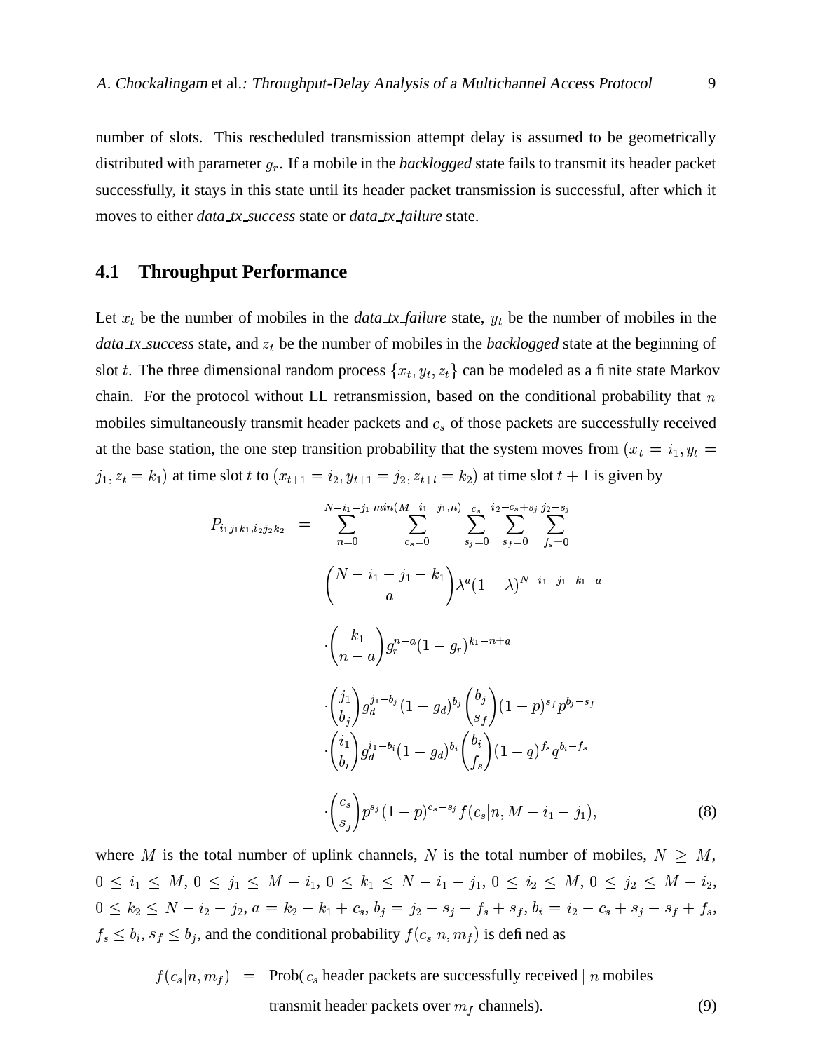number of slots. This rescheduled transmission attempt delay is assumed to be geometrically distributed with parameter $g_r$. If a mobile in the *backlogged* state fails to transmit its header packet successfully, it stays in this state until its header packet transmission is successful, after which it moves to either *data_tx_success* state or *data_tx_failure* state.

### 4.1 Throughput Performance

Let $x_t$ be the number of mobiles in the *data_tx_failure* state, $y_t$ be the number of mobiles in the *data_tx_success* state, and $z_t$ be the number of mobiles in the *backlogged* state at the beginning of slot $t$. The three dimensional random process $\{x_t, y_t, z_t\}$ can be modeled as a finite state Markov chain. For the protocol without LL retransmission, based on the conditional probability that $n$ mobiles simultaneously transmit header packets and $c_s$ of those packets are successfully received at the base station, the one step transition probability that the system moves from $(x_t = i_1, y_t = j_1, z_t = k_1)$ at time slot $t$ to $(x_{t+1} = i_2, y_{t+1} = j_2, z_{t+l} = k_2)$ at time slot $t+1$ is given by

$$
\begin{aligned}
P_{i_1 j_1 k_1, i_2 j_2 k_2} = & \sum_{n=0}^{N-i_1-j_1} \sum_{c_s=0}^{min(M-i_1-j_1,n)} \sum_{s_j=0}^{c_s} \sum_{s_f=0}^{i_2-c_s+s_j} \sum_{f_s=0}^{j_2-s_j} \\
& \binom{N-i_1-j_1-k_1}{a} \lambda^a (1-\lambda)^{N-i_1-j_1-k_1-a} \\
& \cdot \binom{k_1}{n-a} g_r^{n-a} (1-g_r)^{k_1-n+a} \\
& \cdot \binom{j_1}{b_j} g_d^{j_1-b_j} (1-g_d)^{b_j} \binom{b_j}{s_f} (1-p)^{s_f} p^{b_j-s_f} \\
& \cdot \binom{i_1}{b_i} g_d^{i_1-b_i} (1-g_d)^{b_i} \binom{b_i}{f_s} (1-q)^{f_s} q^{b_i-f_s} \\
& \cdot \binom{c_s}{s_j} p^{s_j} (1-p)^{c_s-s_j} f(c_s | n, M-i_1-j_1),
\end{aligned} \tag{8}
$$

where $M$ is the total number of uplink channels, $N$ is the total number of mobiles, $N \geq M$, $0 \leq i_1 \leq M$, $0 \leq j_1 \leq M - i_1$, $0 \leq k_1 \leq N - i_1 - j_1$, $0 \leq i_2 \leq M$, $0 \leq j_2 \leq M - i_2$, $0 \leq k_2 \leq N - i_2 - j_2$, $a = k_2 - k_1 + c_s$, $b_j = j_2 - s_j - f_s + s_f$, $b_i = i_2 - c_s + s_j - s_f + f_s$, $f_s \leq b_i$, $s_f \leq b_j$, and the conditional probability $f(c_s|n, m_f)$ is defined as

$$
\begin{aligned}
f(c_s|n, m_f) = & \text{ Prob}( c_s \text{ header packets are successfully received} \mid n \text{ mobiles} \\
& \text{transmit header packets over } m_f \text{ channels}).
\end{aligned} \tag{9}
$$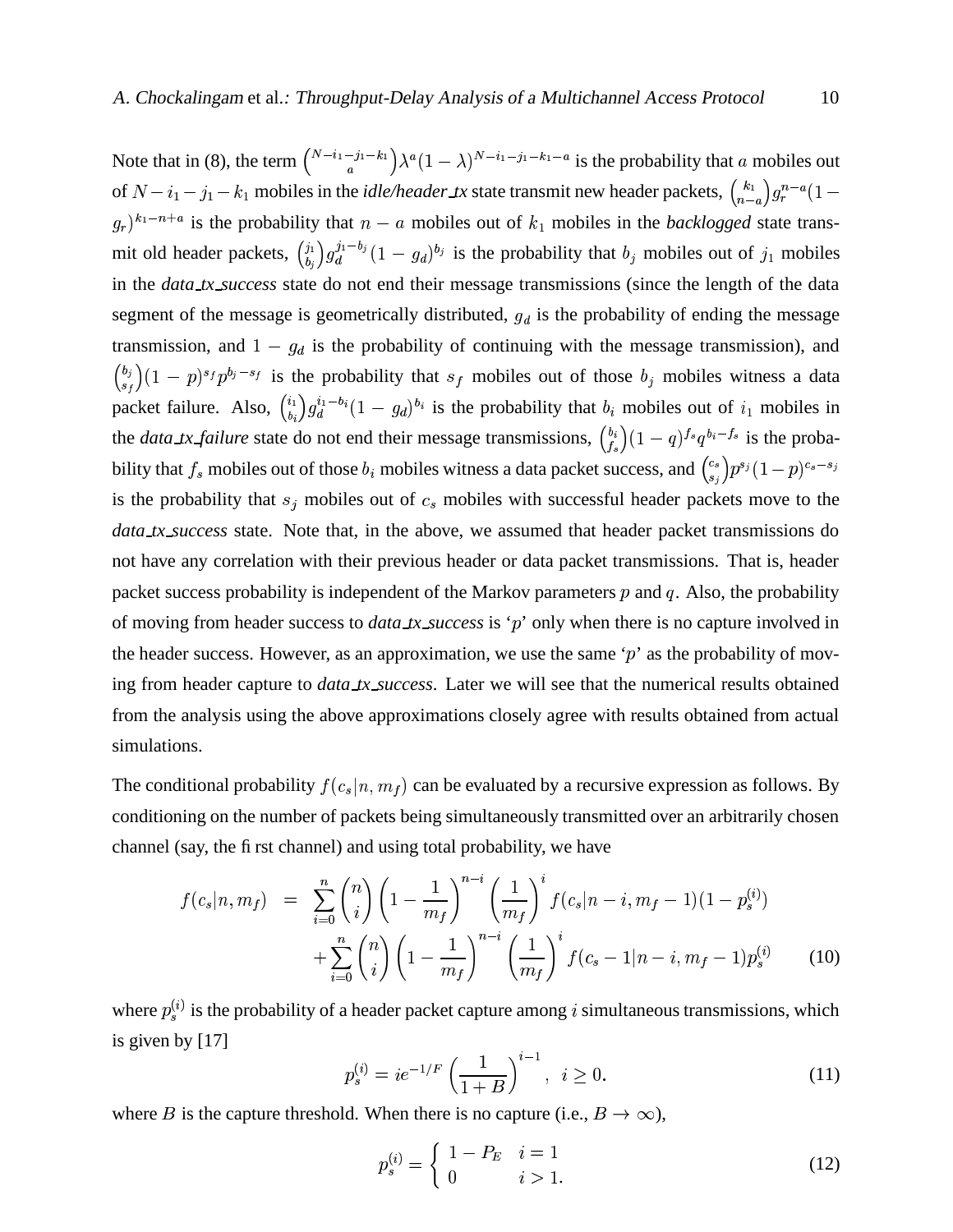Note that in (8), the term $\binom{N-i_1-j_1-k_1}{a}\lambda^a(1-\lambda)^{N-i_1-j_1-k_1-a}$ is the probability that $a$ mobiles out of $N-i_1-j_1-k_1$ mobiles in the *idle/header_tx* state transmit new header packets, $\binom{k_1}{n-a}g_r^{n-a}(1-g_r)^{k_1-n+a}$ is the probability that $n-a$ mobiles out of $k_1$ mobiles in the *backlogged* state transmit old header packets, $\binom{j_1}{b_j}g_d^{j_1-b_j}(1-g_d)^{b_j}$ is the probability that $b_j$ mobiles out of $j_1$ mobiles in the *data_tx_success* state do not end their message transmissions (since the length of the data segment of the message is geometrically distributed, $g_d$ is the probability of ending the message transmission, and $1-g_d$ is the probability of continuing with the message transmission), and $\binom{b_j}{s_f}(1-p)^{s_f}p^{b_j-s_f}$ is the probability that $s_f$ mobiles out of those $b_j$ mobiles witness a data packet failure. Also, $\binom{i_1}{b_i}g_d^{i_1-b_i}(1-g_d)^{b_i}$ is the probability that $b_i$ mobiles out of $i_1$ mobiles in the *data_tx_failure* state do not end their message transmissions, $\binom{b_i}{f_s}(1-q)^{f_s}q^{b_i-f_s}$ is the probability that $f_s$ mobiles out of those $b_i$ mobiles witness a data packet success, and $\binom{c_s}{s_j}p^{s_j}(1-p)^{c_s-s_j}$ is the probability that $s_j$ mobiles out of $c_s$ mobiles with successful header packets move to the *data_tx_success* state. Note that, in the above, we assumed that header packet transmissions do not have any correlation with their previous header or data packet transmissions. That is, header packet success probability is independent of the Markov parameters $p$ and $q$. Also, the probability of moving from header success to *data_tx_success* is '$p$' only when there is no capture involved in the header success. However, as an approximation, we use the same '$p$' as the probability of moving from header capture to *data_tx_success*. Later we will see that the numerical results obtained from the analysis using the above approximations closely agree with results obtained from actual simulations.

The conditional probability $f(c_s|n, m_f)$ can be evaluated by a recursive expression as follows. By conditioning on the number of packets being simultaneously transmitted over an arbitrarily chosen channel (say, the first channel) and using total probability, we have

$$
\begin{aligned}
f(c_s|n, m_f) &= \sum_{i=0}^{n}\binom{n}{i}\left(1-\frac{1}{m_f}\right)^{n-i}\left(\frac{1}{m_f}\right)^{i} f(c_s|n-i, m_f-1)(1-p_s^{(i)}) \\
&\quad + \sum_{i=0}^{n}\binom{n}{i}\left(1-\frac{1}{m_f}\right)^{n-i}\left(\frac{1}{m_f}\right)^{i} f(c_s-1|n-i, m_f-1)p_s^{(i)} \qquad (10)
\end{aligned}
$$

where $p_s^{(i)}$ is the probability of a header packet capture among $i$ simultaneous transmissions, which is given by [17]

$$
p_s^{(i)} = ie^{-1/F}\left(\frac{1}{1+B}\right)^{i-1}, \quad i \geq 0. \qquad (11)
$$

where $B$ is the capture threshold. When there is no capture (i.e., $B \rightarrow \infty$),

$$
p_s^{(i)} = \begin{cases} 1-P_E & i=1 \\ 0 & i>1. \end{cases} \qquad (12)
$$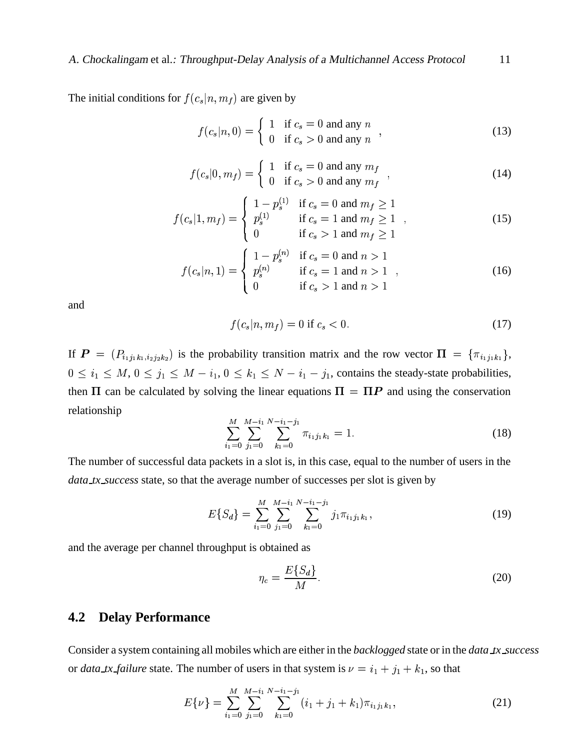The initial conditions for $f(c_s|n, m_f)$ are given by

$$f(c_s|n,0) = \begin{cases} 1 & \text{if } c_s = 0 \text{ and any } n \\ 0 & \text{if } c_s > 0 \text{ and any } n \end{cases}, \tag{13}$$

$$f(c_s|0,m_f) = \begin{cases} 1 & \text{if } c_s = 0 \text{ and any } m_f \\ 0 & \text{if } c_s > 0 \text{ and any } m_f \end{cases}, \tag{14}$$

$$f(c_s|1,m_f) = \begin{cases} 1 - p_s^{(1)} & \text{if } c_s = 0 \text{ and } m_f \geq 1 \\ p_s^{(1)} & \text{if } c_s = 1 \text{ and } m_f \geq 1 \\ 0 & \text{if } c_s > 1 \text{ and } m_f \geq 1 \end{cases}, \tag{15}$$

$$f(c_s|n,1) = \begin{cases} 1 - p_s^{(n)} & \text{if } c_s = 0 \text{ and } n > 1 \\ p_s^{(n)} & \text{if } c_s = 1 \text{ and } n > 1 \\ 0 & \text{if } c_s > 1 \text{ and } n > 1 \end{cases}, \tag{16}$$

and

$$f(c_s|n, m_f) = 0 \text{ if } c_s < 0. \tag{17}$$

If $\boldsymbol{P} = (P_{i_1 j_1 k_1, i_2 j_2 k_2})$ is the probability transition matrix and the row vector $\boldsymbol{\Pi} = \{\pi_{i_1 j_1 k_1}\}$, $0 \leq i_1 \leq M$, $0 \leq j_1 \leq M - i_1$, $0 \leq k_1 \leq N - i_1 - j_1$, contains the steady-state probabilities, then $\boldsymbol{\Pi}$ can be calculated by solving the linear equations $\boldsymbol{\Pi} = \boldsymbol{\Pi P}$ and using the conservation relationship

$$\sum_{i_1=0}^{M} \sum_{j_1=0}^{M-i_1} \sum_{k_1=0}^{N-i_1-j_1} \pi_{i_1 j_1 k_1} = 1. \tag{18}$$

The number of successful data packets in a slot is, in this case, equal to the number of users in the *data_tx_success* state, so that the average number of successes per slot is given by

$$E\{S_d\} = \sum_{i_1=0}^{M} \sum_{j_1=0}^{M-i_1} \sum_{k_1=0}^{N-i_1-j_1} j_1 \pi_{i_1 j_1 k_1}, \tag{19}$$

and the average per channel throughput is obtained as

$$\eta_c = \frac{E\{S_d\}}{M}. \tag{20}$$

## 4.2 Delay Performance

Consider a system containing all mobiles which are either in the *backlogged* state or in the *data_tx_success* or *data_tx_failure* state. The number of users in that system is $\nu = i_1 + j_1 + k_1$, so that

$$E\{\nu\} = \sum_{i_1=0}^{M} \sum_{j_1=0}^{M-i_1} \sum_{k_1=0}^{N-i_1-j_1} (i_1 + j_1 + k_1) \pi_{i_1 j_1 k_1}, \tag{21}$$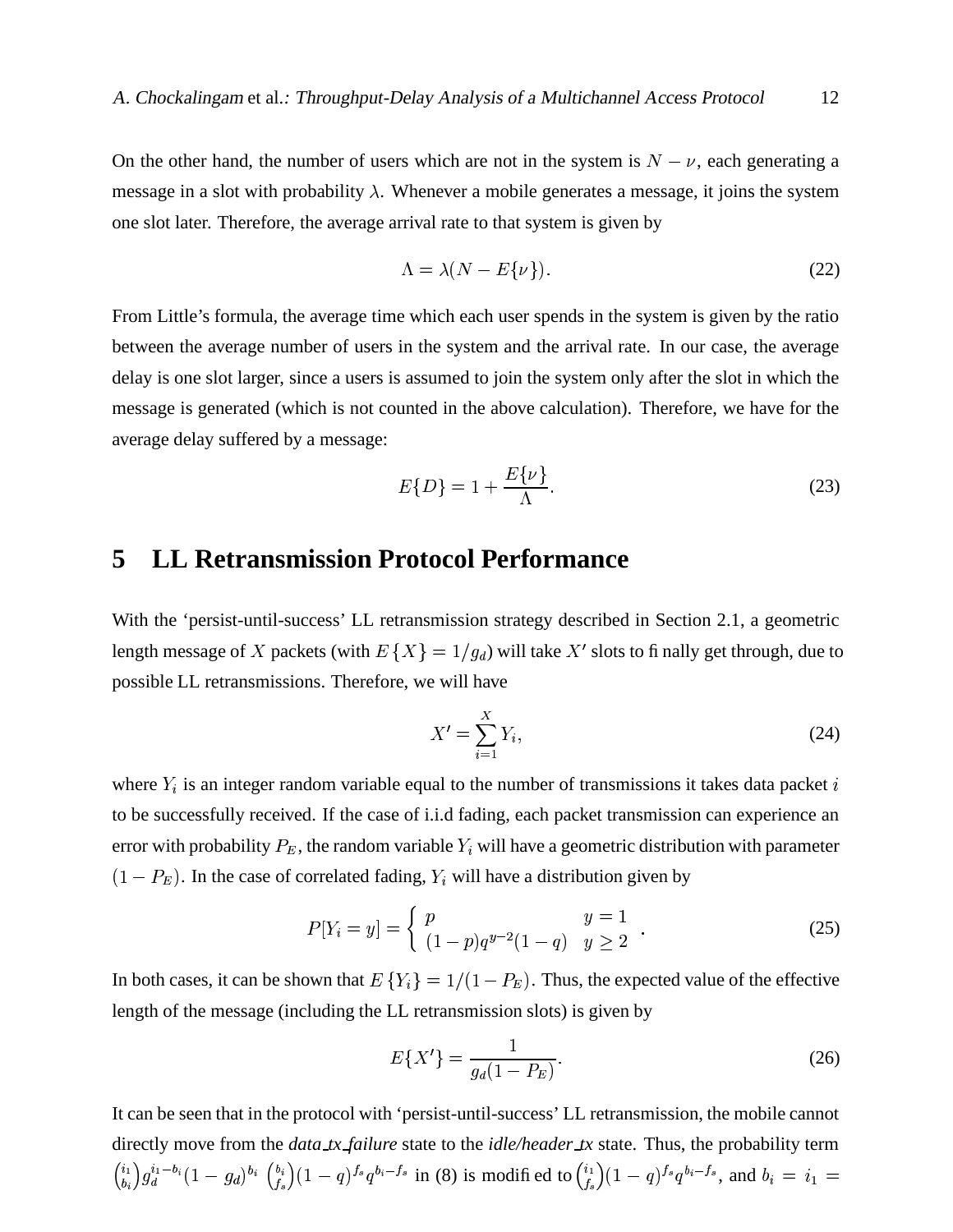On the other hand, the number of users which are not in the system is $N - \nu$, each generating a message in a slot with probability $\lambda$. Whenever a mobile generates a message, it joins the system one slot later. Therefore, the average arrival rate to that system is given by

$$\Lambda = \lambda(N - E\{\nu\}). \tag{22}$$

From Little's formula, the average time which each user spends in the system is given by the ratio between the average number of users in the system and the arrival rate. In our case, the average delay is one slot larger, since a users is assumed to join the system only after the slot in which the message is generated (which is not counted in the above calculation). Therefore, we have for the average delay suffered by a message:

$$E\{D\} = 1 + \frac{E\{\nu\}}{\Lambda}. \tag{23}$$

# 5 LL Retransmission Protocol Performance

With the 'persist-until-success' LL retransmission strategy described in Section 2.1, a geometric length message of $X$ packets (with $E\{X\} = 1/g_d$) will take $X'$ slots to finally get through, due to possible LL retransmissions. Therefore, we will have

$$X' = \sum_{i=1}^{X} Y_i, \tag{24}$$

where $Y_i$ is an integer random variable equal to the number of transmissions it takes data packet $i$ to be successfully received. If the case of i.i.d fading, each packet transmission can experience an error with probability $P_E$, the random variable $Y_i$ will have a geometric distribution with parameter $(1 - P_E)$. In the case of correlated fading, $Y_i$ will have a distribution given by

$$P[Y_i = y] = \begin{cases} p & y = 1 \\ (1-p)q^{y-2}(1-q) & y \geq 2 \end{cases}. \tag{25}$$

In both cases, it can be shown that $E\{Y_i\} = 1/(1 - P_E)$. Thus, the expected value of the effective length of the message (including the LL retransmission slots) is given by

$$E\{X'\} = \frac{1}{g_d(1 - P_E)}. \tag{26}$$

It can be seen that in the protocol with 'persist-until-success' LL retransmission, the mobile cannot directly move from the *data_tx_failure* state to the *idle/header_tx* state. Thus, the probability term $\binom{i_1}{b_i} g_d^{i_1 - b_i}(1 - g_d)^{b_i} \binom{b_i}{f_s}(1 - q)^{f_s} q^{b_i - f_s}$ in (8) is modified to $\binom{i_1}{f_s}(1 - q)^{f_s} q^{b_i - f_s}$, and $b_i = i_1 =$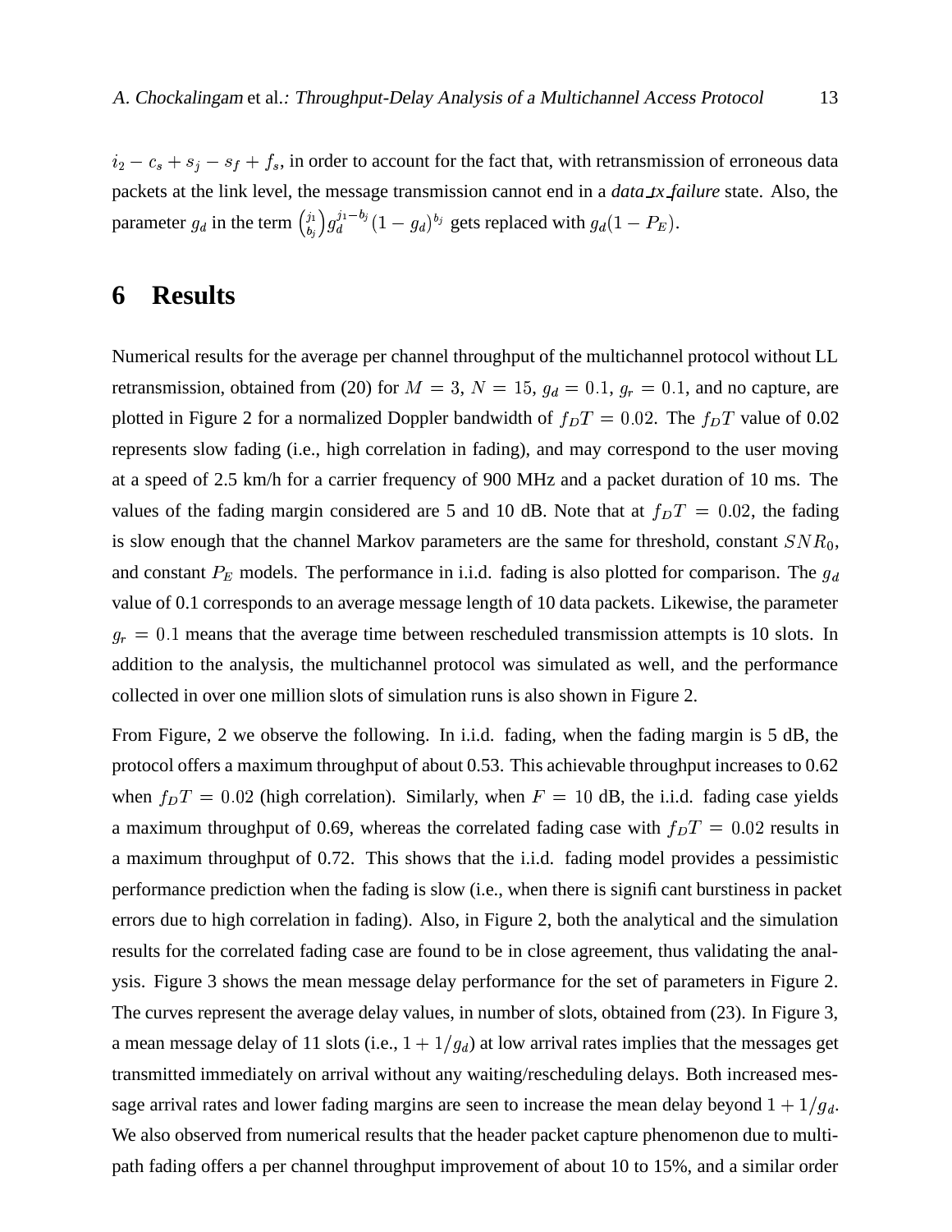$i_2 - c_s + s_j - s_f + f_s$, in order to account for the fact that, with retransmission of erroneous data packets at the link level, the message transmission cannot end in a *data_tx_failure* state. Also, the parameter $g_d$ in the term $\binom{j_1}{b_j} g_d^{j_1 - b_j} (1 - g_d)^{b_j}$ gets replaced with $g_d(1 - P_E)$.

# 6 Results

Numerical results for the average per channel throughput of the multichannel protocol without LL retransmission, obtained from (20) for $M = 3$, $N = 15$, $g_d = 0.1$, $g_r = 0.1$, and no capture, are plotted in Figure 2 for a normalized Doppler bandwidth of $f_D T = 0.02$. The $f_D T$ value of 0.02 represents slow fading (i.e., high correlation in fading), and may correspond to the user moving at a speed of 2.5 km/h for a carrier frequency of 900 MHz and a packet duration of 10 ms. The values of the fading margin considered are 5 and 10 dB. Note that at $f_D T = 0.02$, the fading is slow enough that the channel Markov parameters are the same for threshold, constant $SNR_0$, and constant $P_E$ models. The performance in i.i.d. fading is also plotted for comparison. The $g_d$ value of 0.1 corresponds to an average message length of 10 data packets. Likewise, the parameter $g_r = 0.1$ means that the average time between rescheduled transmission attempts is 10 slots. In addition to the analysis, the multichannel protocol was simulated as well, and the performance collected in over one million slots of simulation runs is also shown in Figure 2.

From Figure, 2 we observe the following. In i.i.d. fading, when the fading margin is 5 dB, the protocol offers a maximum throughput of about 0.53. This achievable throughput increases to 0.62 when $f_D T = 0.02$ (high correlation). Similarly, when $F = 10$ dB, the i.i.d. fading case yields a maximum throughput of 0.69, whereas the correlated fading case with $f_D T = 0.02$ results in a maximum throughput of 0.72. This shows that the i.i.d. fading model provides a pessimistic performance prediction when the fading is slow (i.e., when there is significant burstiness in packet errors due to high correlation in fading). Also, in Figure 2, both the analytical and the simulation results for the correlated fading case are found to be in close agreement, thus validating the analysis. Figure 3 shows the mean message delay performance for the set of parameters in Figure 2. The curves represent the average delay values, in number of slots, obtained from (23). In Figure 3, a mean message delay of 11 slots (i.e., $1 + 1/g_d$) at low arrival rates implies that the messages get transmitted immediately on arrival without any waiting/rescheduling delays. Both increased message arrival rates and lower fading margins are seen to increase the mean delay beyond $1 + 1/g_d$. We also observed from numerical results that the header packet capture phenomenon due to multipath fading offers a per channel throughput improvement of about 10 to 15%, and a similar order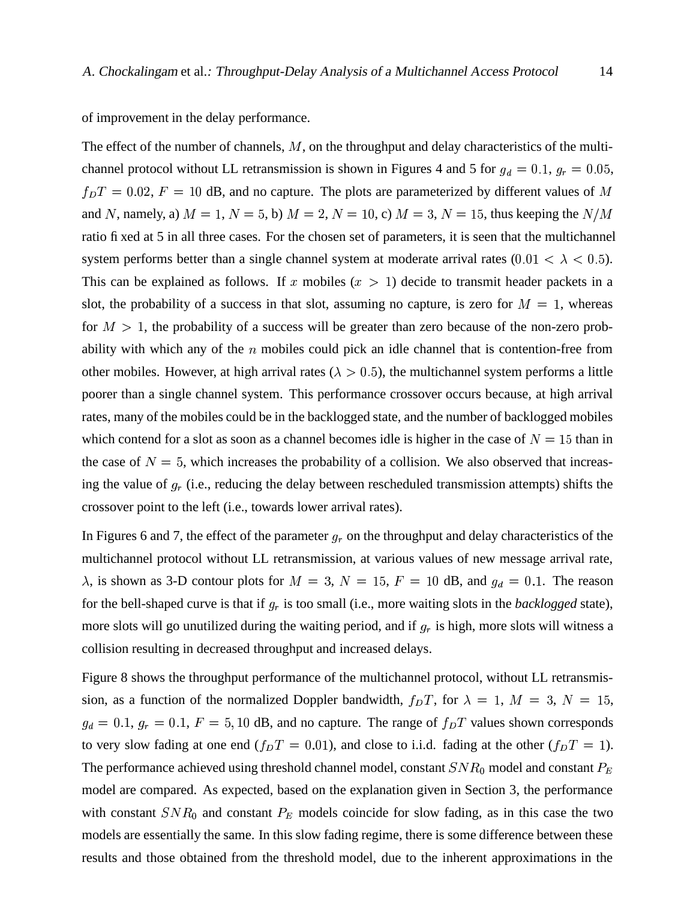of improvement in the delay performance.

The effect of the number of channels, $M$, on the throughput and delay characteristics of the multichannel protocol without LL retransmission is shown in Figures 4 and 5 for $g_d = 0.1$, $g_r = 0.05$, $f_D T = 0.02$, $F = 10$ dB, and no capture. The plots are parameterized by different values of $M$ and $N$, namely, a) $M = 1$, $N = 5$, b) $M = 2$, $N = 10$, c) $M = 3$, $N = 15$, thus keeping the $N/M$ ratio fixed at 5 in all three cases. For the chosen set of parameters, it is seen that the multichannel system performs better than a single channel system at moderate arrival rates ($0.01 < \lambda < 0.5$). This can be explained as follows. If $x$ mobiles ($x > 1$) decide to transmit header packets in a slot, the probability of a success in that slot, assuming no capture, is zero for $M = 1$, whereas for $M > 1$, the probability of a success will be greater than zero because of the non-zero probability with which any of the $n$ mobiles could pick an idle channel that is contention-free from other mobiles. However, at high arrival rates ($\lambda > 0.5$), the multichannel system performs a little poorer than a single channel system. This performance crossover occurs because, at high arrival rates, many of the mobiles could be in the backlogged state, and the number of backlogged mobiles which contend for a slot as soon as a channel becomes idle is higher in the case of $N = 15$ than in the case of $N = 5$, which increases the probability of a collision. We also observed that increasing the value of $g_r$ (i.e., reducing the delay between rescheduled transmission attempts) shifts the crossover point to the left (i.e., towards lower arrival rates).

In Figures 6 and 7, the effect of the parameter $g_r$ on the throughput and delay characteristics of the multichannel protocol without LL retransmission, at various values of new message arrival rate, $\lambda$, is shown as 3-D contour plots for $M = 3$, $N = 15$, $F = 10$ dB, and $g_d = 0.1$. The reason for the bell-shaped curve is that if $g_r$ is too small (i.e., more waiting slots in the *backlogged* state), more slots will go unutilized during the waiting period, and if $g_r$ is high, more slots will witness a collision resulting in decreased throughput and increased delays.

Figure 8 shows the throughput performance of the multichannel protocol, without LL retransmission, as a function of the normalized Doppler bandwidth, $f_D T$, for $\lambda = 1$, $M = 3$, $N = 15$, $g_d = 0.1$, $g_r = 0.1$, $F = 5, 10$ dB, and no capture. The range of $f_D T$ values shown corresponds to very slow fading at one end ($f_D T = 0.01$), and close to i.i.d. fading at the other ($f_D T = 1$). The performance achieved using threshold channel model, constant $SNR_0$ model and constant $P_E$ model are compared. As expected, based on the explanation given in Section 3, the performance with constant $SNR_0$ and constant $P_E$ models coincide for slow fading, as in this case the two models are essentially the same. In this slow fading regime, there is some difference between these results and those obtained from the threshold model, due to the inherent approximations in the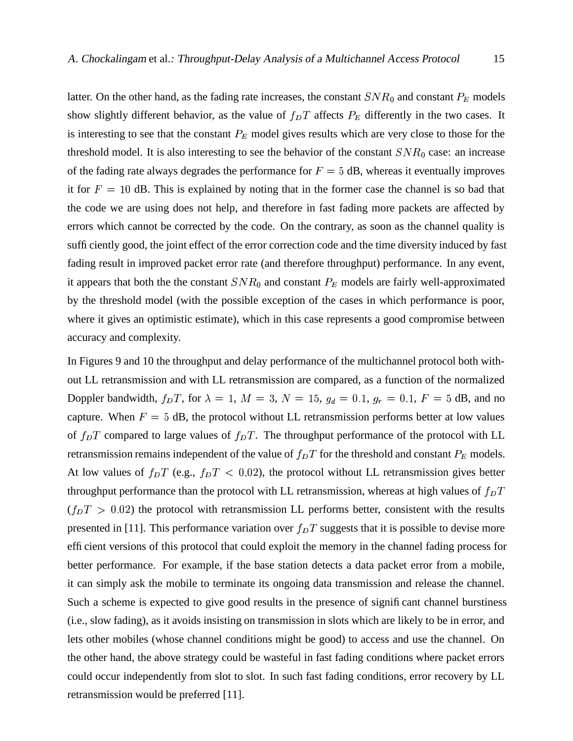latter. On the other hand, as the fading rate increases, the constant $SNR_0$ and constant $P_E$ models show slightly different behavior, as the value of $f_DT$ affects $P_E$ differently in the two cases. It is interesting to see that the constant $P_E$ model gives results which are very close to those for the threshold model. It is also interesting to see the behavior of the constant $SNR_0$ case: an increase of the fading rate always degrades the performance for $F = 5$ dB, whereas it eventually improves it for $F = 10$ dB. This is explained by noting that in the former case the channel is so bad that the code we are using does not help, and therefore in fast fading more packets are affected by errors which cannot be corrected by the code. On the contrary, as soon as the channel quality is sufficiently good, the joint effect of the error correction code and the time diversity induced by fast fading result in improved packet error rate (and therefore throughput) performance. In any event, it appears that both the the constant $SNR_0$ and constant $P_E$ models are fairly well-approximated by the threshold model (with the possible exception of the cases in which performance is poor, where it gives an optimistic estimate), which in this case represents a good compromise between accuracy and complexity.

In Figures 9 and 10 the throughput and delay performance of the multichannel protocol both without LL retransmission and with LL retransmission are compared, as a function of the normalized Doppler bandwidth, $f_DT$, for $\lambda = 1$, $M = 3$, $N = 15$, $g_d = 0.1$, $g_r = 0.1$, $F = 5$ dB, and no capture. When $F = 5$ dB, the protocol without LL retransmission performs better at low values of $f_DT$ compared to large values of $f_DT$. The throughput performance of the protocol with LL retransmission remains independent of the value of $f_DT$ for the threshold and constant $P_E$ models. At low values of $f_DT$ (e.g., $f_DT < 0.02$), the protocol without LL retransmission gives better throughput performance than the protocol with LL retransmission, whereas at high values of $f_DT$ ($f_DT > 0.02$) the protocol with retransmission LL performs better, consistent with the results presented in [11]. This performance variation over $f_DT$ suggests that it is possible to devise more efficient versions of this protocol that could exploit the memory in the channel fading process for better performance. For example, if the base station detects a data packet error from a mobile, it can simply ask the mobile to terminate its ongoing data transmission and release the channel. Such a scheme is expected to give good results in the presence of significant channel burstiness (i.e., slow fading), as it avoids insisting on transmission in slots which are likely to be in error, and lets other mobiles (whose channel conditions might be good) to access and use the channel. On the other hand, the above strategy could be wasteful in fast fading conditions where packet errors could occur independently from slot to slot. In such fast fading conditions, error recovery by LL retransmission would be preferred [11].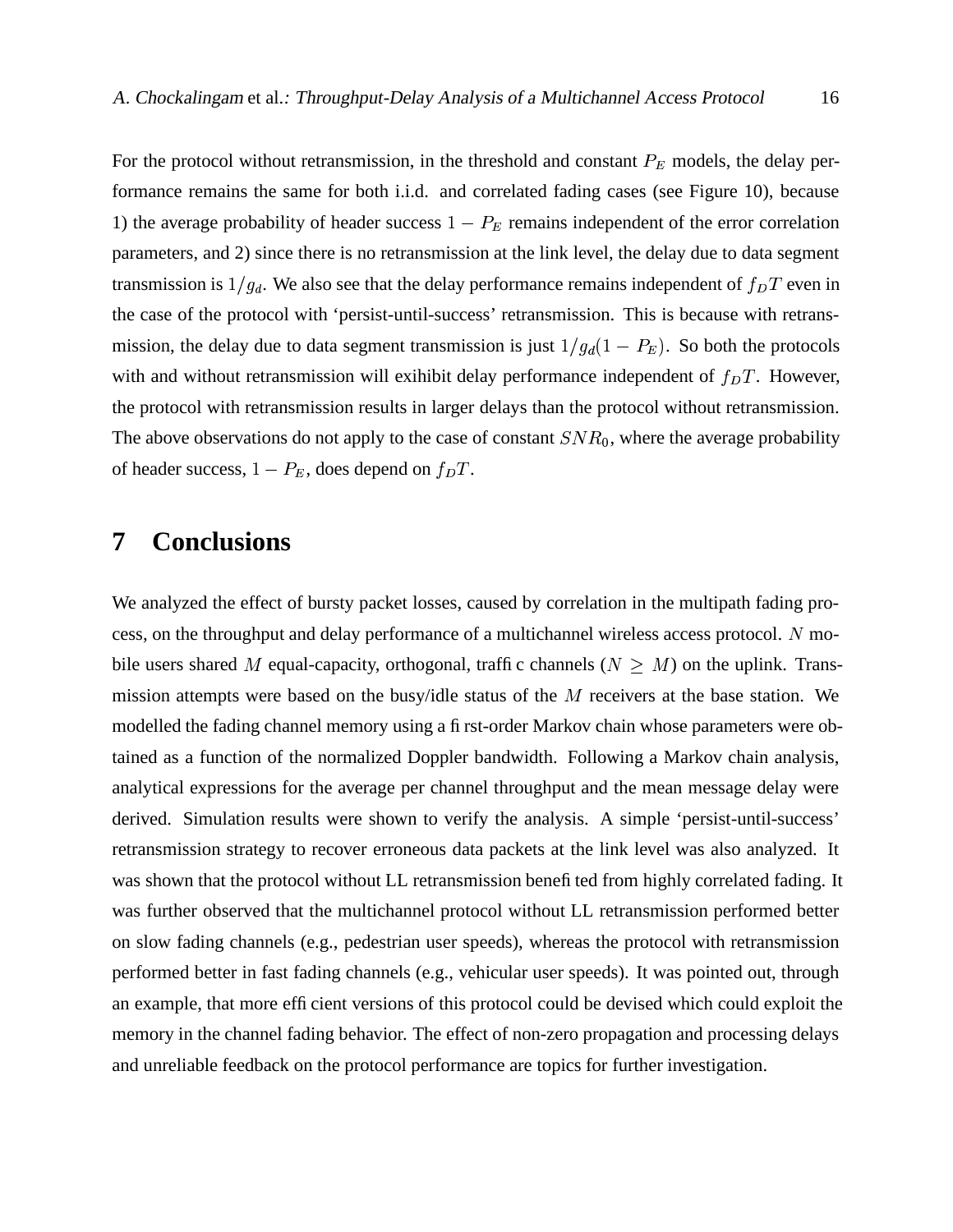For the protocol without retransmission, in the threshold and constant $P_E$ models, the delay performance remains the same for both i.i.d. and correlated fading cases (see Figure 10), because 1) the average probability of header success $1 - P_E$ remains independent of the error correlation parameters, and 2) since there is no retransmission at the link level, the delay due to data segment transmission is $1/g_d$. We also see that the delay performance remains independent of $f_D T$ even in the case of the protocol with 'persist-until-success' retransmission. This is because with retransmission, the delay due to data segment transmission is just $1/g_d(1 - P_E)$. So both the protocols with and without retransmission will exihibit delay performance independent of $f_D T$. However, the protocol with retransmission results in larger delays than the protocol without retransmission. The above observations do not apply to the case of constant $SNR_0$, where the average probability of header success, $1 - P_E$, does depend on $f_D T$.

# 7 Conclusions

We analyzed the effect of bursty packet losses, caused by correlation in the multipath fading process, on the throughput and delay performance of a multichannel wireless access protocol. $N$ mobile users shared $M$ equal-capacity, orthogonal, traffic channels ($N \geq M$) on the uplink. Transmission attempts were based on the busy/idle status of the $M$ receivers at the base station. We modelled the fading channel memory using a first-order Markov chain whose parameters were obtained as a function of the normalized Doppler bandwidth. Following a Markov chain analysis, analytical expressions for the average per channel throughput and the mean message delay were derived. Simulation results were shown to verify the analysis. A simple 'persist-until-success' retransmission strategy to recover erroneous data packets at the link level was also analyzed. It was shown that the protocol without LL retransmission benefited from highly correlated fading. It was further observed that the multichannel protocol without LL retransmission performed better on slow fading channels (e.g., pedestrian user speeds), whereas the protocol with retransmission performed better in fast fading channels (e.g., vehicular user speeds). It was pointed out, through an example, that more efficient versions of this protocol could be devised which could exploit the memory in the channel fading behavior. The effect of non-zero propagation and processing delays and unreliable feedback on the protocol performance are topics for further investigation.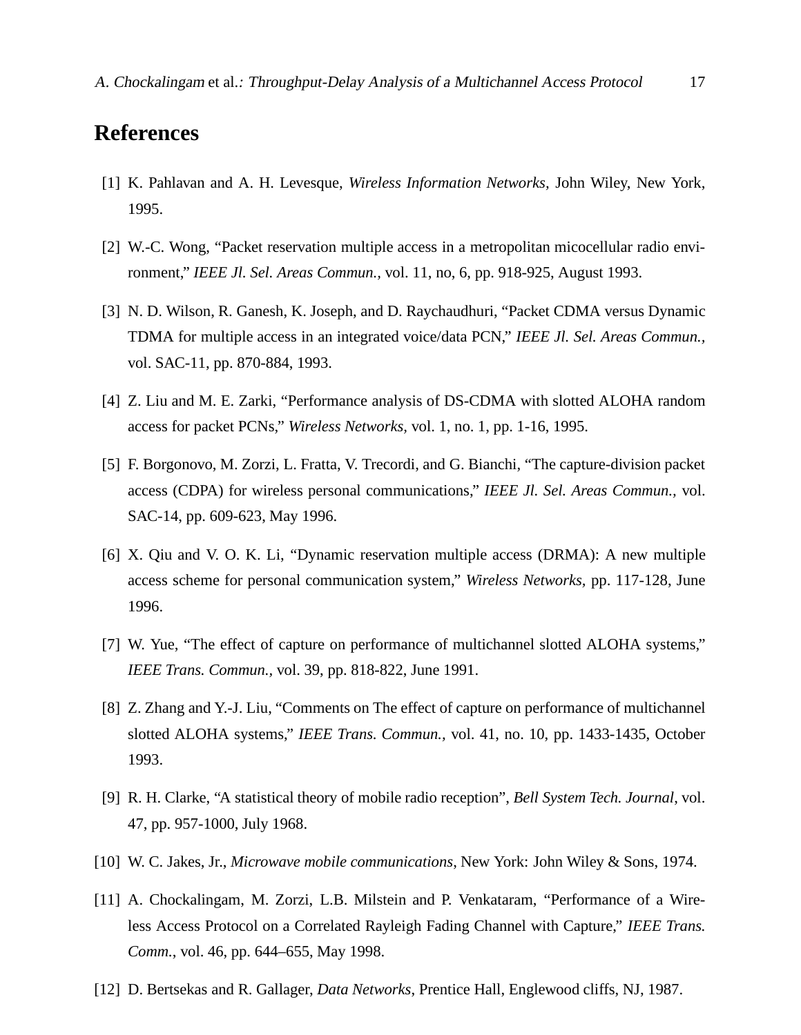# References

[1] K. Pahlavan and A. H. Levesque, *Wireless Information Networks*, John Wiley, New York, 1995.

[2] W.-C. Wong, "Packet reservation multiple access in a metropolitan micocellular radio environment," *IEEE Jl. Sel. Areas Commun.*, vol. 11, no, 6, pp. 918-925, August 1993.

[3] N. D. Wilson, R. Ganesh, K. Joseph, and D. Raychaudhuri, "Packet CDMA versus Dynamic TDMA for multiple access in an integrated voice/data PCN," *IEEE Jl. Sel. Areas Commun.*, vol. SAC-11, pp. 870-884, 1993.

[4] Z. Liu and M. E. Zarki, "Performance analysis of DS-CDMA with slotted ALOHA random access for packet PCNs," *Wireless Networks*, vol. 1, no. 1, pp. 1-16, 1995.

[5] F. Borgonovo, M. Zorzi, L. Fratta, V. Trecordi, and G. Bianchi, "The capture-division packet access (CDPA) for wireless personal communications," *IEEE Jl. Sel. Areas Commun.*, vol. SAC-14, pp. 609-623, May 1996.

[6] X. Qiu and V. O. K. Li, "Dynamic reservation multiple access (DRMA): A new multiple access scheme for personal communication system," *Wireless Networks*, pp. 117-128, June 1996.

[7] W. Yue, "The effect of capture on performance of multichannel slotted ALOHA systems," *IEEE Trans. Commun.*, vol. 39, pp. 818-822, June 1991.

[8] Z. Zhang and Y.-J. Liu, "Comments on The effect of capture on performance of multichannel slotted ALOHA systems," *IEEE Trans. Commun.*, vol. 41, no. 10, pp. 1433-1435, October 1993.

[9] R. H. Clarke, "A statistical theory of mobile radio reception", *Bell System Tech. Journal*, vol. 47, pp. 957-1000, July 1968.

[10] W. C. Jakes, Jr., *Microwave mobile communications*, New York: John Wiley & Sons, 1974.

[11] A. Chockalingam, M. Zorzi, L.B. Milstein and P. Venkataram, "Performance of a Wireless Access Protocol on a Correlated Rayleigh Fading Channel with Capture," *IEEE Trans. Comm.*, vol. 46, pp. 644–655, May 1998.

[12] D. Bertsekas and R. Gallager, *Data Networks*, Prentice Hall, Englewood cliffs, NJ, 1987.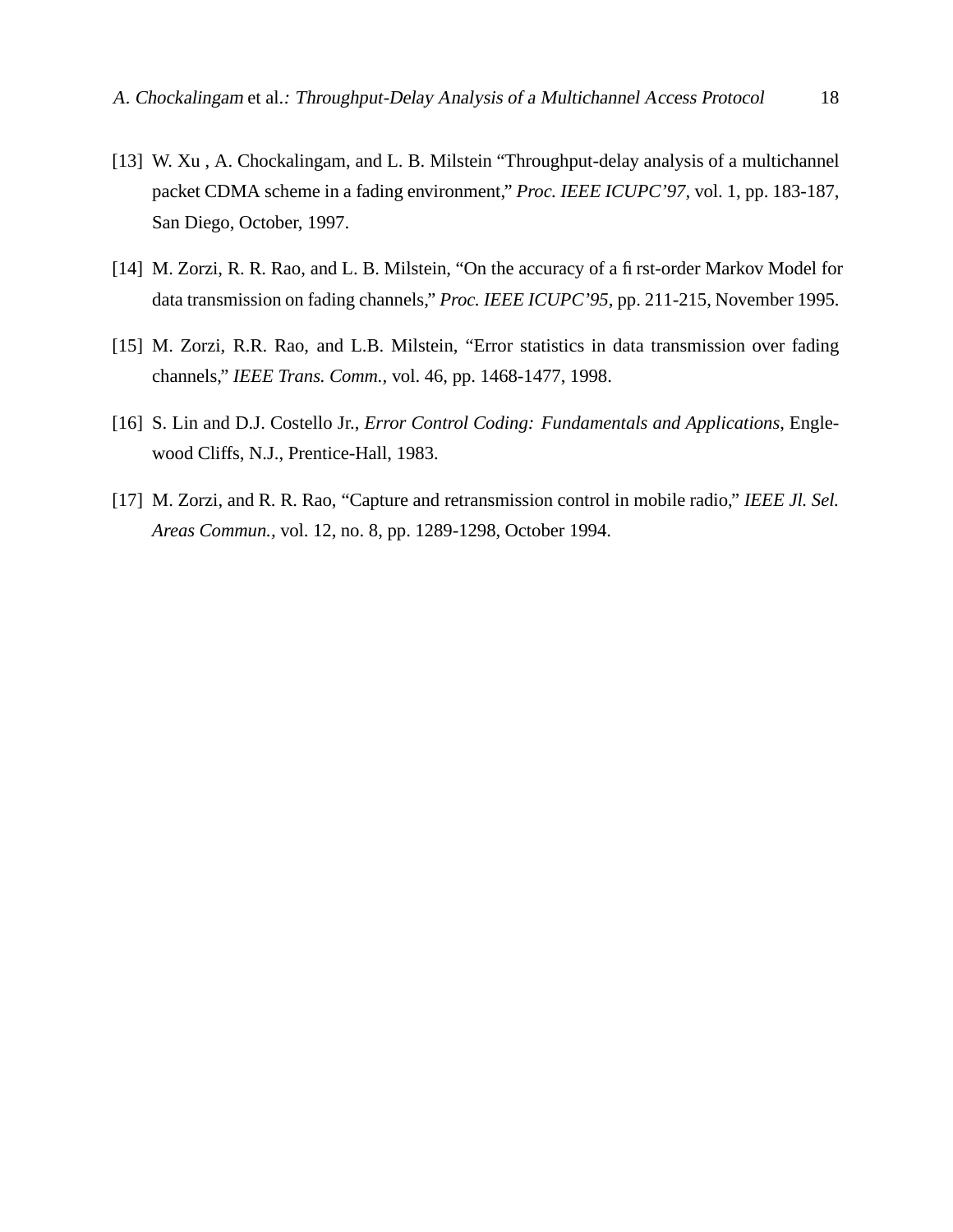[13] W. Xu , A. Chockalingam, and L. B. Milstein "Throughput-delay analysis of a multichannel packet CDMA scheme in a fading environment," *Proc. IEEE ICUPC'97*, vol. 1, pp. 183-187, San Diego, October, 1997.

[14] M. Zorzi, R. R. Rao, and L. B. Milstein, "On the accuracy of a first-order Markov Model for data transmission on fading channels," *Proc. IEEE ICUPC'95*, pp. 211-215, November 1995.

[15] M. Zorzi, R.R. Rao, and L.B. Milstein, "Error statistics in data transmission over fading channels," *IEEE Trans. Comm.*, vol. 46, pp. 1468-1477, 1998.

[16] S. Lin and D.J. Costello Jr., *Error Control Coding: Fundamentals and Applications*, Englewood Cliffs, N.J., Prentice-Hall, 1983.

[17] M. Zorzi, and R. R. Rao, "Capture and retransmission control in mobile radio," *IEEE Jl. Sel. Areas Commun.*, vol. 12, no. 8, pp. 1289-1298, October 1994.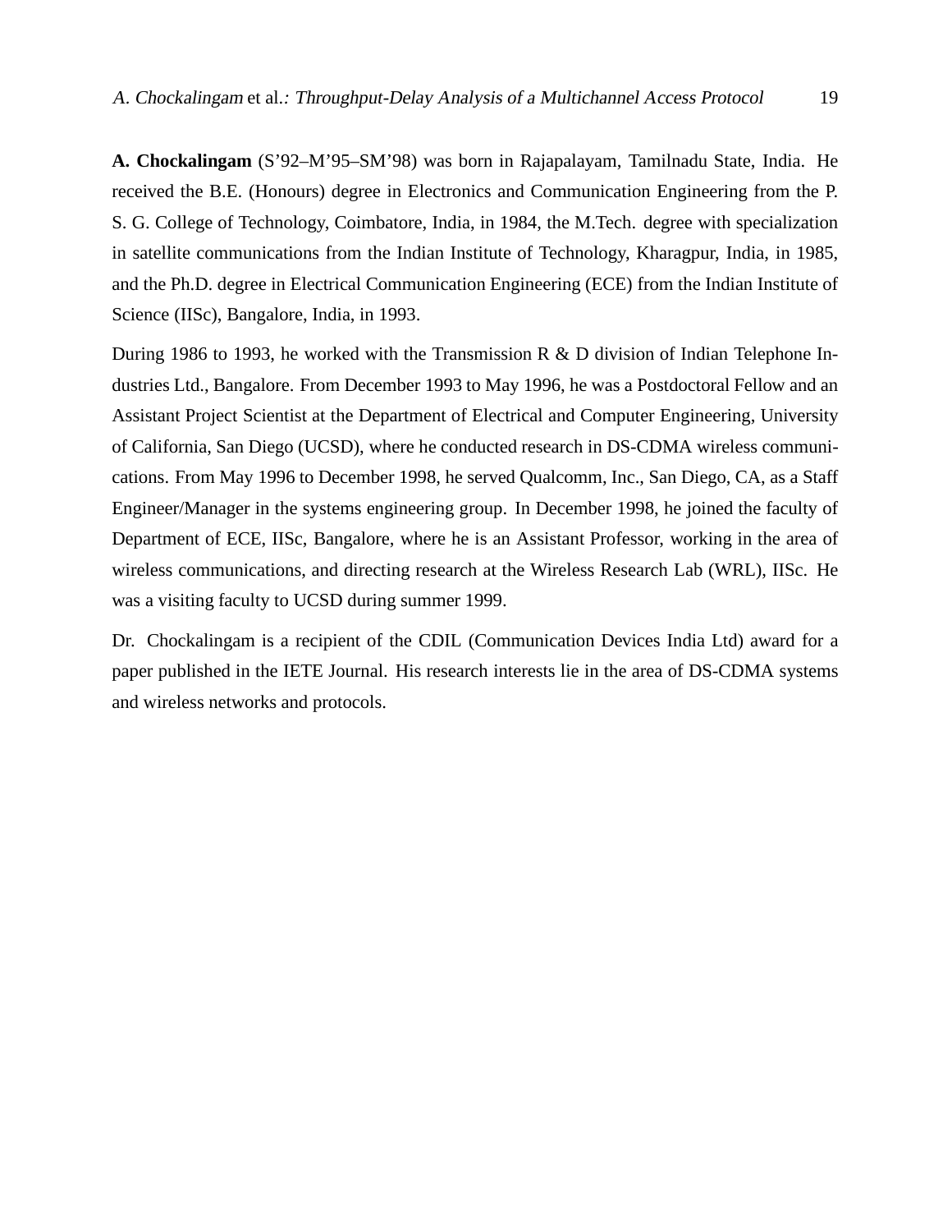**A. Chockalingam** (S'92–M'95–SM'98) was born in Rajapalayam, Tamilnadu State, India. He received the B.E. (Honours) degree in Electronics and Communication Engineering from the P. S. G. College of Technology, Coimbatore, India, in 1984, the M.Tech. degree with specialization in satellite communications from the Indian Institute of Technology, Kharagpur, India, in 1985, and the Ph.D. degree in Electrical Communication Engineering (ECE) from the Indian Institute of Science (IISc), Bangalore, India, in 1993.

During 1986 to 1993, he worked with the Transmission R & D division of Indian Telephone Industries Ltd., Bangalore. From December 1993 to May 1996, he was a Postdoctoral Fellow and an Assistant Project Scientist at the Department of Electrical and Computer Engineering, University of California, San Diego (UCSD), where he conducted research in DS-CDMA wireless communications. From May 1996 to December 1998, he served Qualcomm, Inc., San Diego, CA, as a Staff Engineer/Manager in the systems engineering group. In December 1998, he joined the faculty of Department of ECE, IISc, Bangalore, where he is an Assistant Professor, working in the area of wireless communications, and directing research at the Wireless Research Lab (WRL), IISc. He was a visiting faculty to UCSD during summer 1999.

Dr. Chockalingam is a recipient of the CDIL (Communication Devices India Ltd) award for a paper published in the IETE Journal. His research interests lie in the area of DS-CDMA systems and wireless networks and protocols.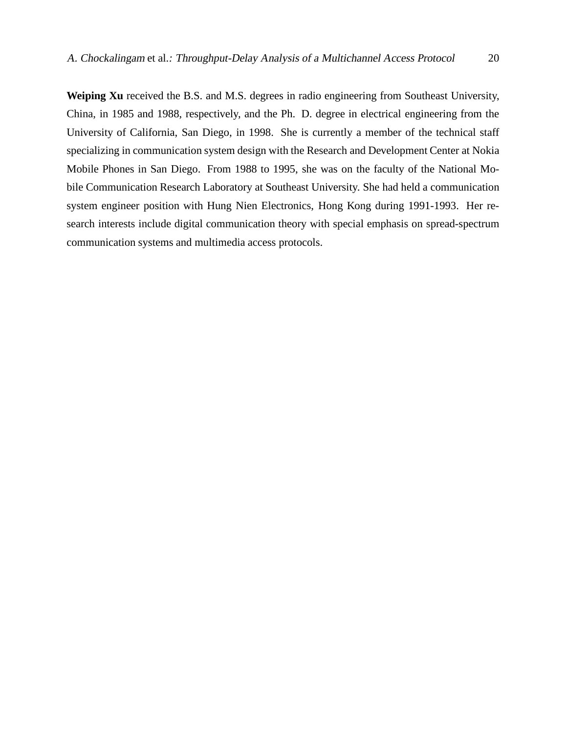**Weiping Xu** received the B.S. and M.S. degrees in radio engineering from Southeast University, China, in 1985 and 1988, respectively, and the Ph. D. degree in electrical engineering from the University of California, San Diego, in 1998. She is currently a member of the technical staff specializing in communication system design with the Research and Development Center at Nokia Mobile Phones in San Diego. From 1988 to 1995, she was on the faculty of the National Mobile Communication Research Laboratory at Southeast University. She had held a communication system engineer position with Hung Nien Electronics, Hong Kong during 1991-1993. Her research interests include digital communication theory with special emphasis on spread-spectrum communication systems and multimedia access protocols.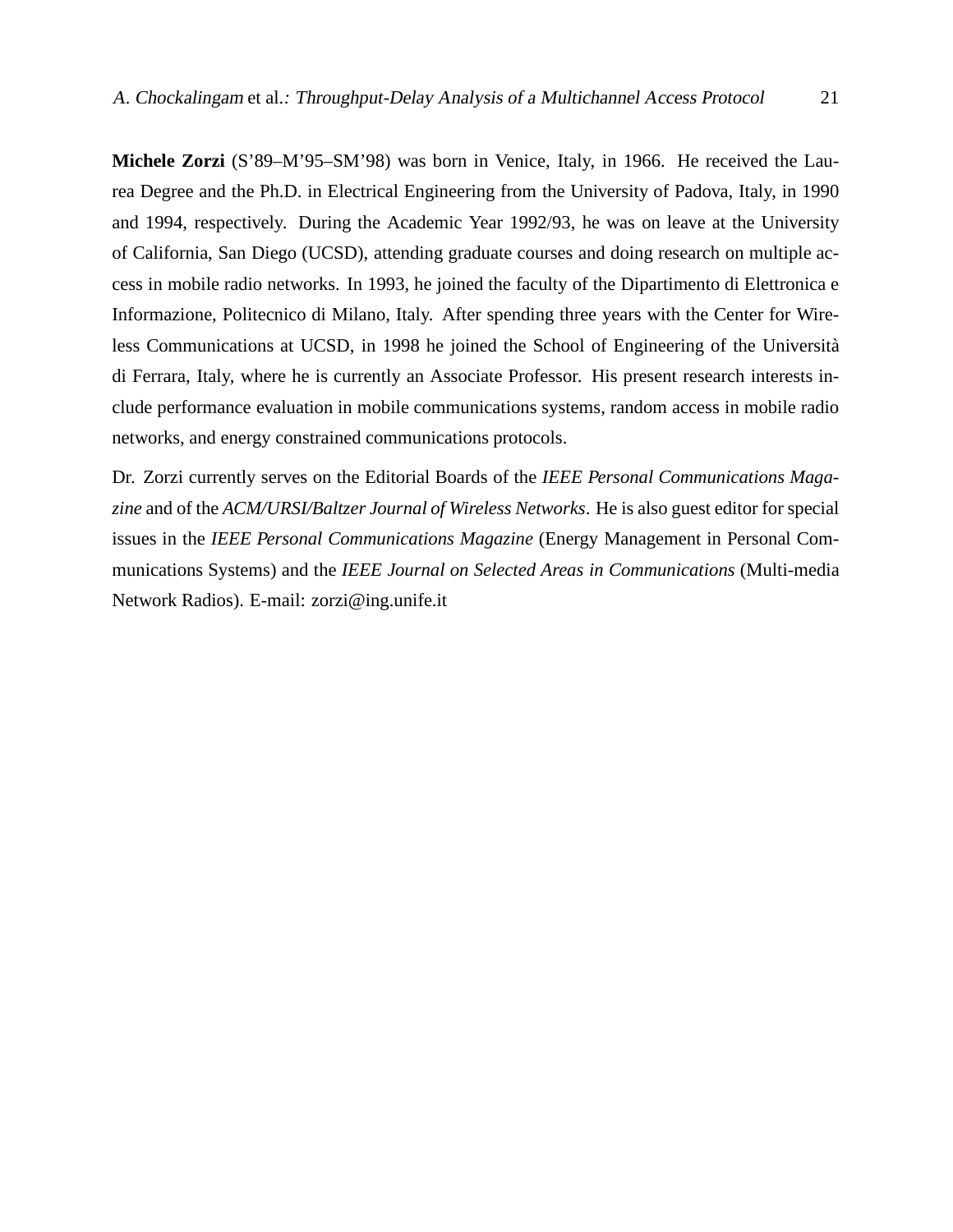**Michele Zorzi** (S'89–M'95–SM'98) was born in Venice, Italy, in 1966. He received the Laurea Degree and the Ph.D. in Electrical Engineering from the University of Padova, Italy, in 1990 and 1994, respectively. During the Academic Year 1992/93, he was on leave at the University of California, San Diego (UCSD), attending graduate courses and doing research on multiple access in mobile radio networks. In 1993, he joined the faculty of the Dipartimento di Elettronica e Informazione, Politecnico di Milano, Italy. After spending three years with the Center for Wireless Communications at UCSD, in 1998 he joined the School of Engineering of the Università di Ferrara, Italy, where he is currently an Associate Professor. His present research interests include performance evaluation in mobile communications systems, random access in mobile radio networks, and energy constrained communications protocols.

Dr. Zorzi currently serves on the Editorial Boards of the *IEEE Personal Communications Magazine* and of the *ACM/URSI/Baltzer Journal of Wireless Networks*. He is also guest editor for special issues in the *IEEE Personal Communications Magazine* (Energy Management in Personal Communications Systems) and the *IEEE Journal on Selected Areas in Communications* (Multi-media Network Radios). E-mail: zorzi@ing.unife.it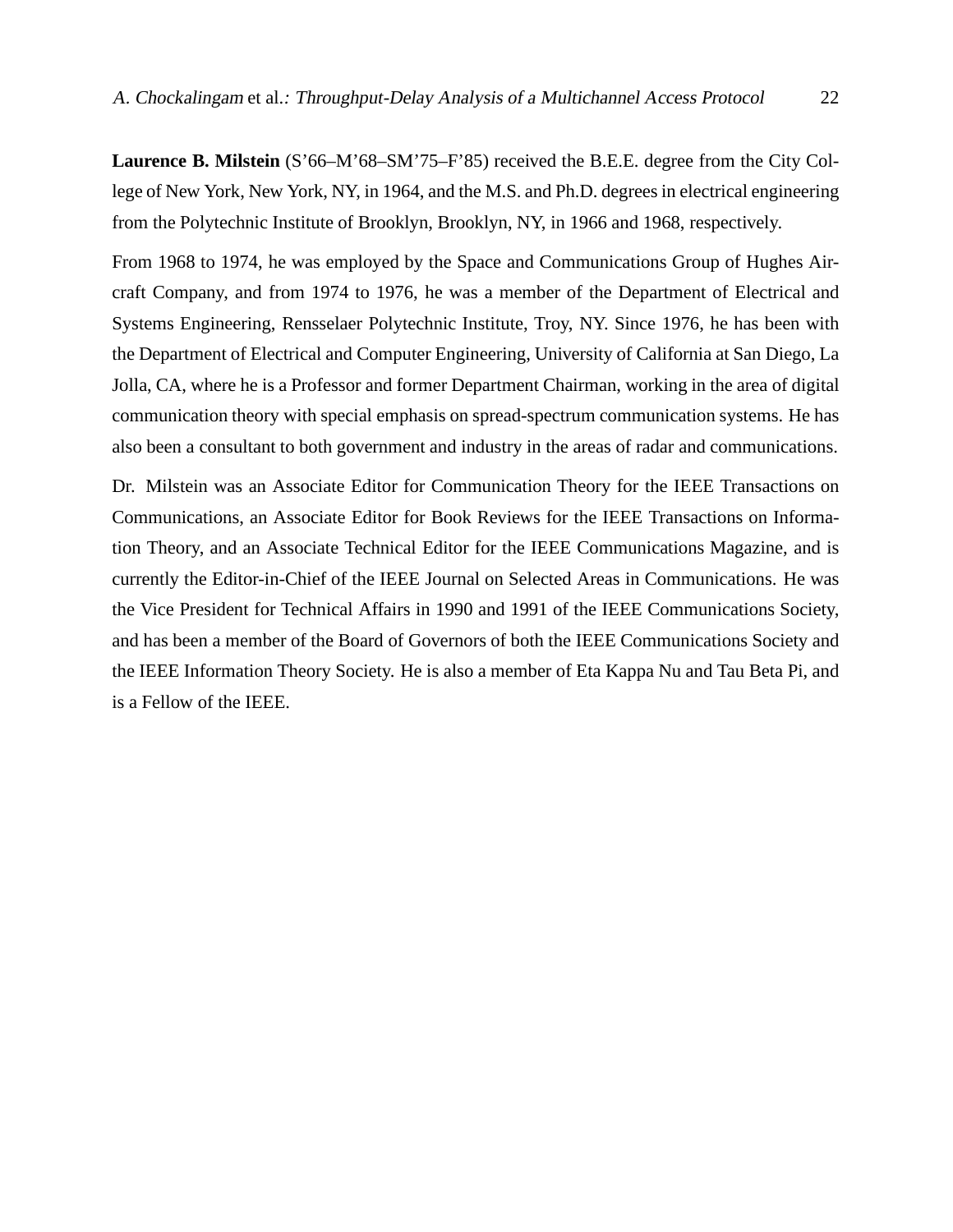**Laurence B. Milstein** (S'66–M'68–SM'75–F'85) received the B.E.E. degree from the City College of New York, New York, NY, in 1964, and the M.S. and Ph.D. degrees in electrical engineering from the Polytechnic Institute of Brooklyn, Brooklyn, NY, in 1966 and 1968, respectively.

From 1968 to 1974, he was employed by the Space and Communications Group of Hughes Aircraft Company, and from 1974 to 1976, he was a member of the Department of Electrical and Systems Engineering, Rensselaer Polytechnic Institute, Troy, NY. Since 1976, he has been with the Department of Electrical and Computer Engineering, University of California at San Diego, La Jolla, CA, where he is a Professor and former Department Chairman, working in the area of digital communication theory with special emphasis on spread-spectrum communication systems. He has also been a consultant to both government and industry in the areas of radar and communications.

Dr. Milstein was an Associate Editor for Communication Theory for the IEEE Transactions on Communications, an Associate Editor for Book Reviews for the IEEE Transactions on Information Theory, and an Associate Technical Editor for the IEEE Communications Magazine, and is currently the Editor-in-Chief of the IEEE Journal on Selected Areas in Communications. He was the Vice President for Technical Affairs in 1990 and 1991 of the IEEE Communications Society, and has been a member of the Board of Governors of both the IEEE Communications Society and the IEEE Information Theory Society. He is also a member of Eta Kappa Nu and Tau Beta Pi, and is a Fellow of the IEEE.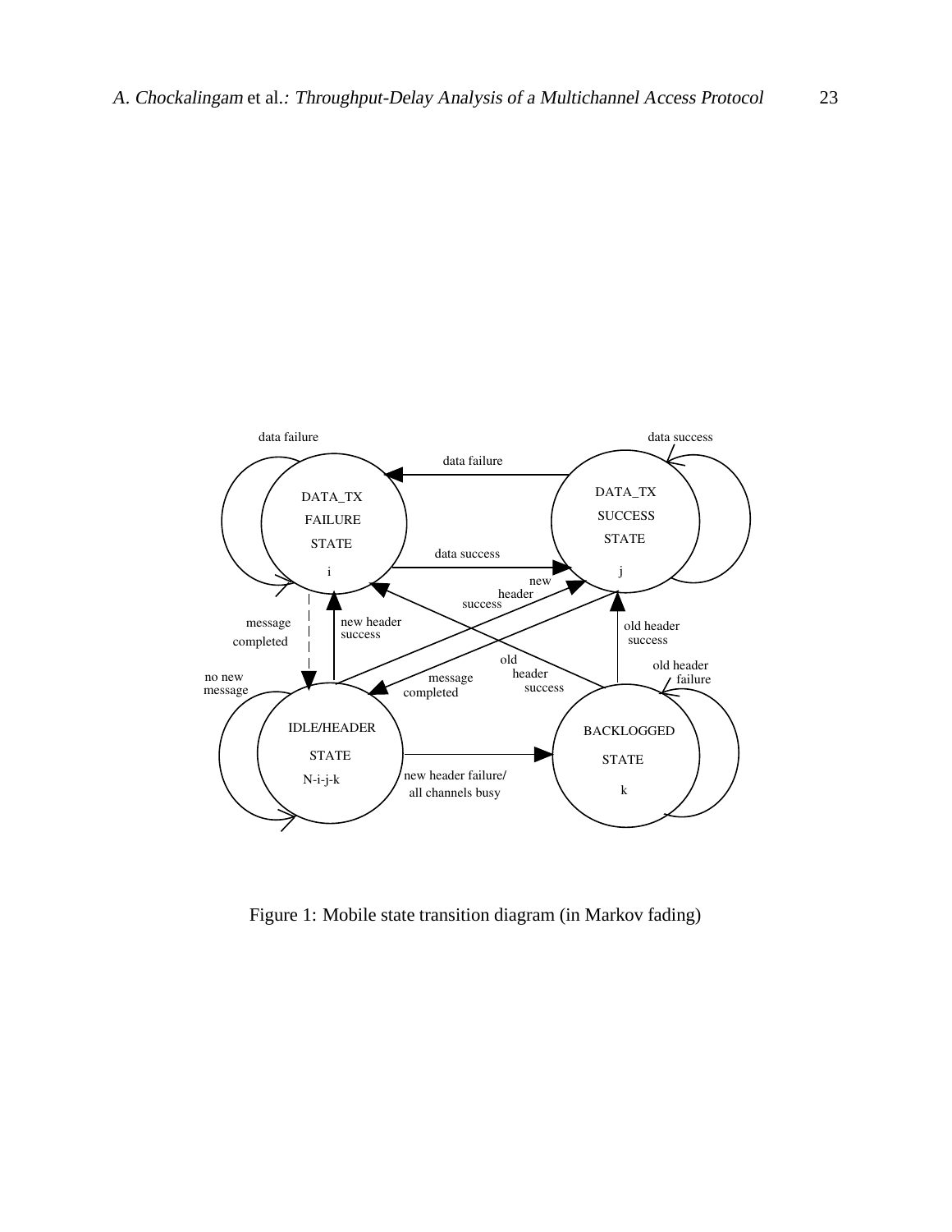Figure 1: Mobile state transition diagram (in Markov fading)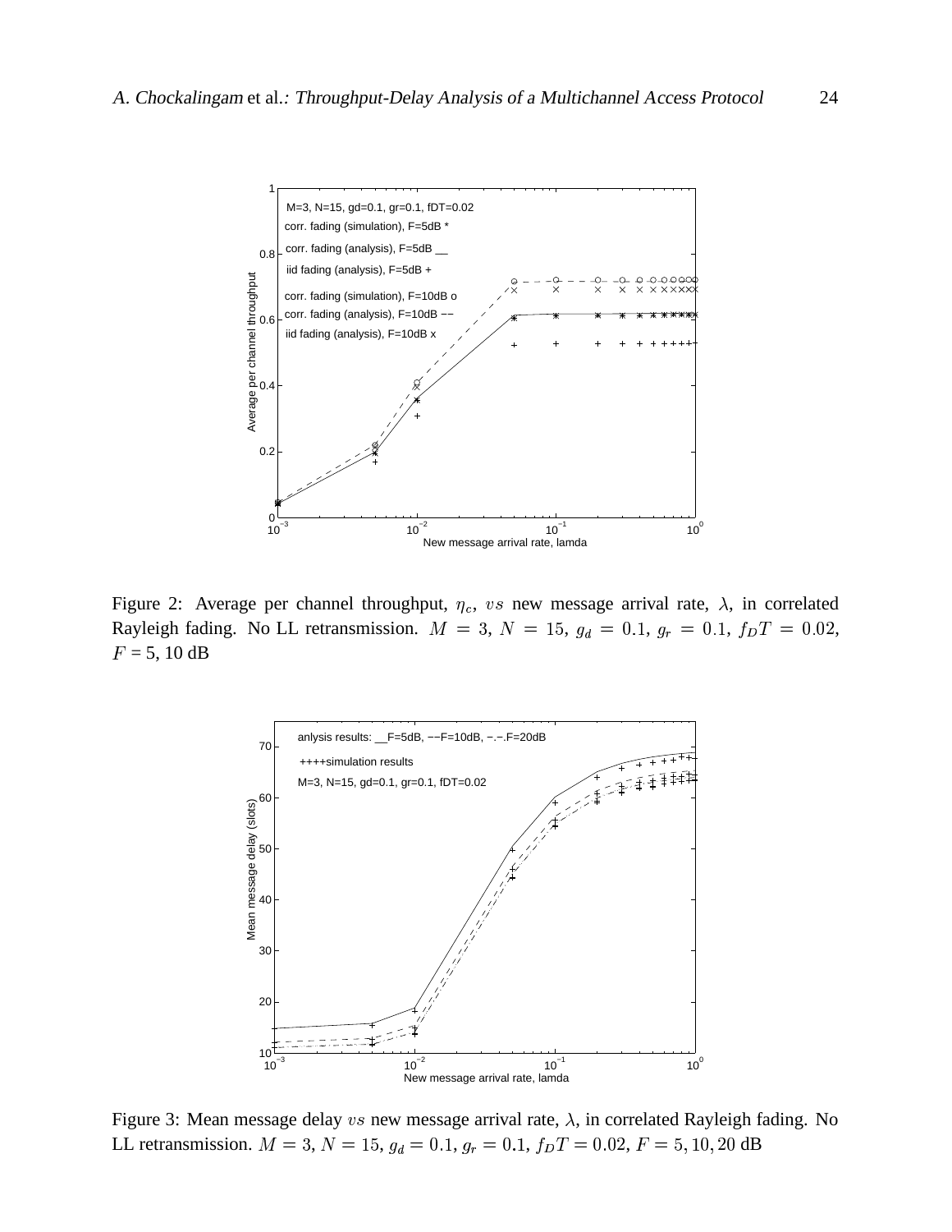Figure 2: Average per channel throughput, $\eta_c$, $vs$ new message arrival rate, $\lambda$, in correlated Rayleigh fading. No LL retransmission. $M = 3$, $N = 15$, $g_d = 0.1$, $g_r = 0.1$, $f_D T = 0.02$, $F$ = 5, 10 dB

Figure 3: Mean message delay $vs$ new message arrival rate, $\lambda$, in correlated Rayleigh fading. No LL retransmission. $M = 3$, $N = 15$, $g_d = 0.1$, $g_r = 0.1$, $f_D T = 0.02$, $F = 5, 10, 20$ dB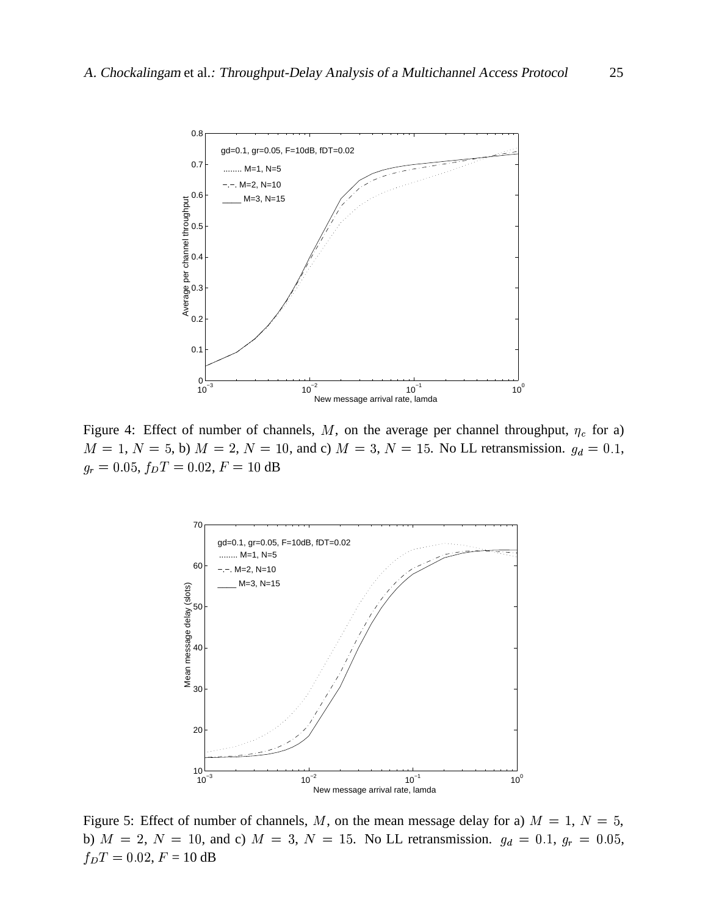Figure 4: Effect of number of channels, $M$, on the average per channel throughput, $\eta_c$ for a) $M = 1$, $N = 5$, b) $M = 2$, $N = 10$, and c) $M = 3$, $N = 15$. No LL retransmission. $g_d = 0.1$, $g_r = 0.05$, $f_D T = 0.02$, $F = 10$ dB

Figure 5: Effect of number of channels, $M$, on the mean message delay for a) $M = 1$, $N = 5$, b) $M = 2$, $N = 10$, and c) $M = 3$, $N = 15$. No LL retransmission. $g_d = 0.1$, $g_r = 0.05$, $f_D T = 0.02$, $F$ = 10 dB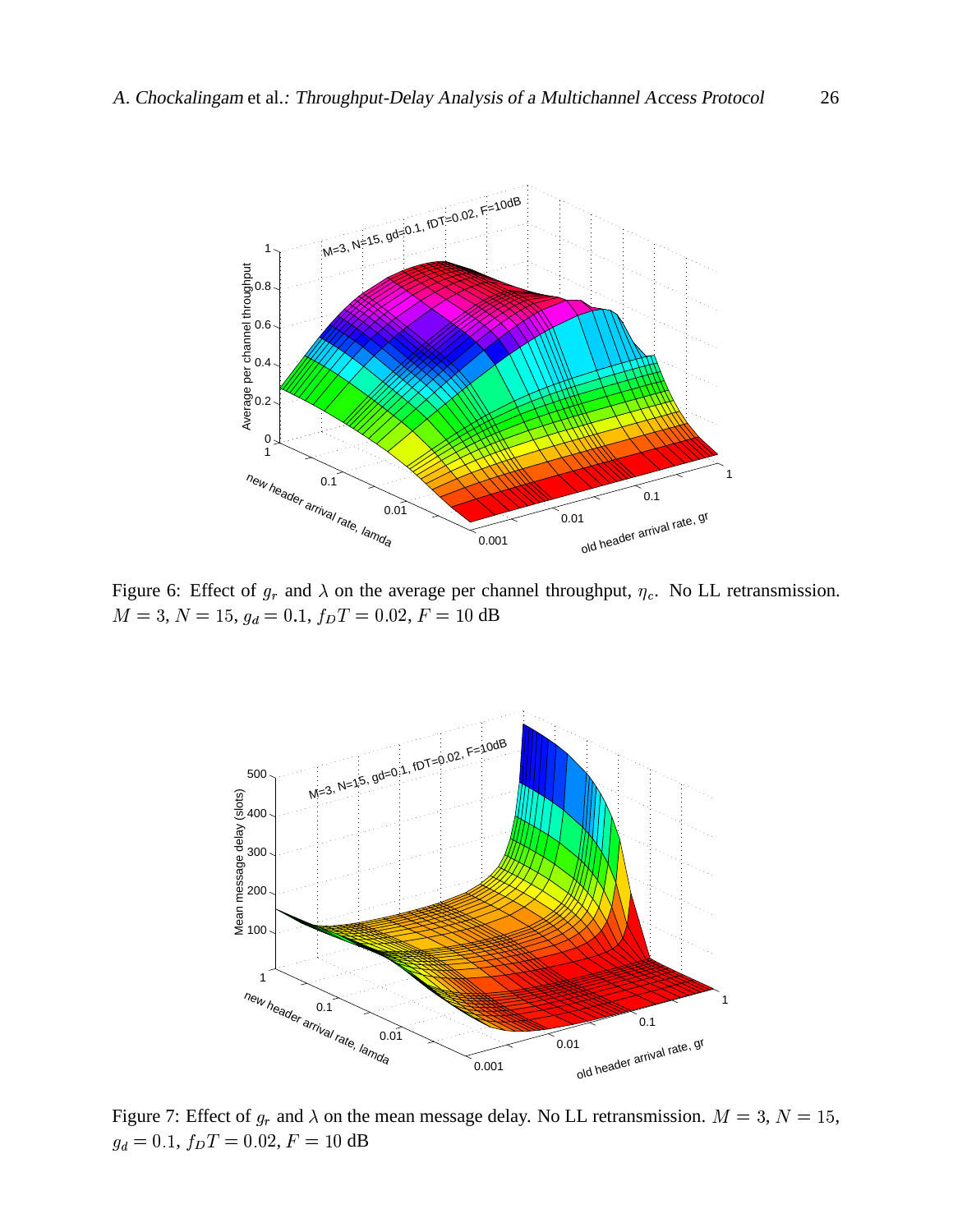Figure 6: Effect of $g_r$ and $\lambda$ on the average per channel throughput, $\eta_c$. No LL retransmission. $M = 3$, $N = 15$, $g_d = 0.1$, $f_D T = 0.02$, $F = 10$ dB

Figure 7: Effect of $g_r$ and $\lambda$ on the mean message delay. No LL retransmission. $M = 3$, $N = 15$, $g_d = 0.1$, $f_D T = 0.02$, $F = 10$ dB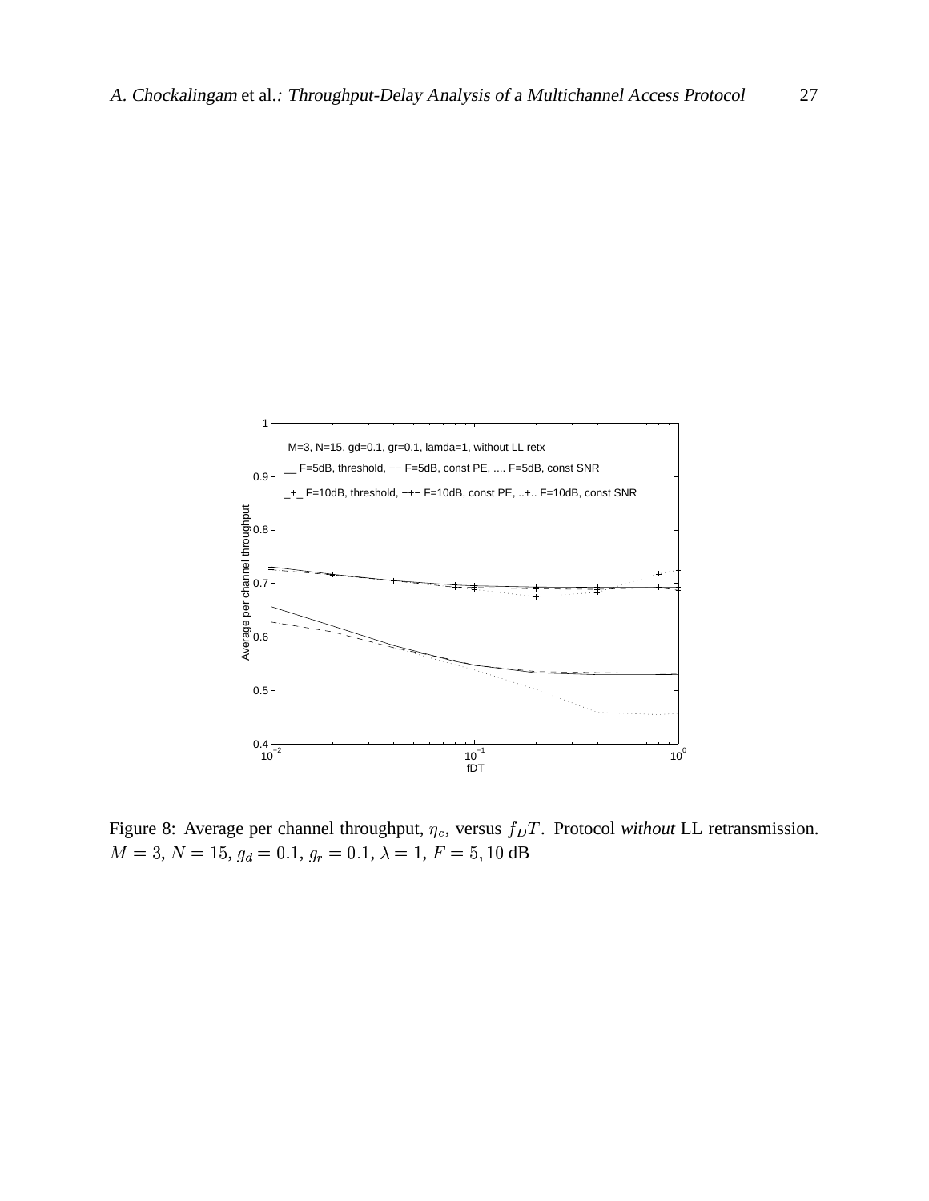Figure 8: Average per channel throughput, $\eta_c$, versus $f_D T$. Protocol *without* LL retransmission. $M = 3$, $N = 15$, $g_d = 0.1$, $g_r = 0.1$, $\lambda = 1$, $F = 5, 10$ dB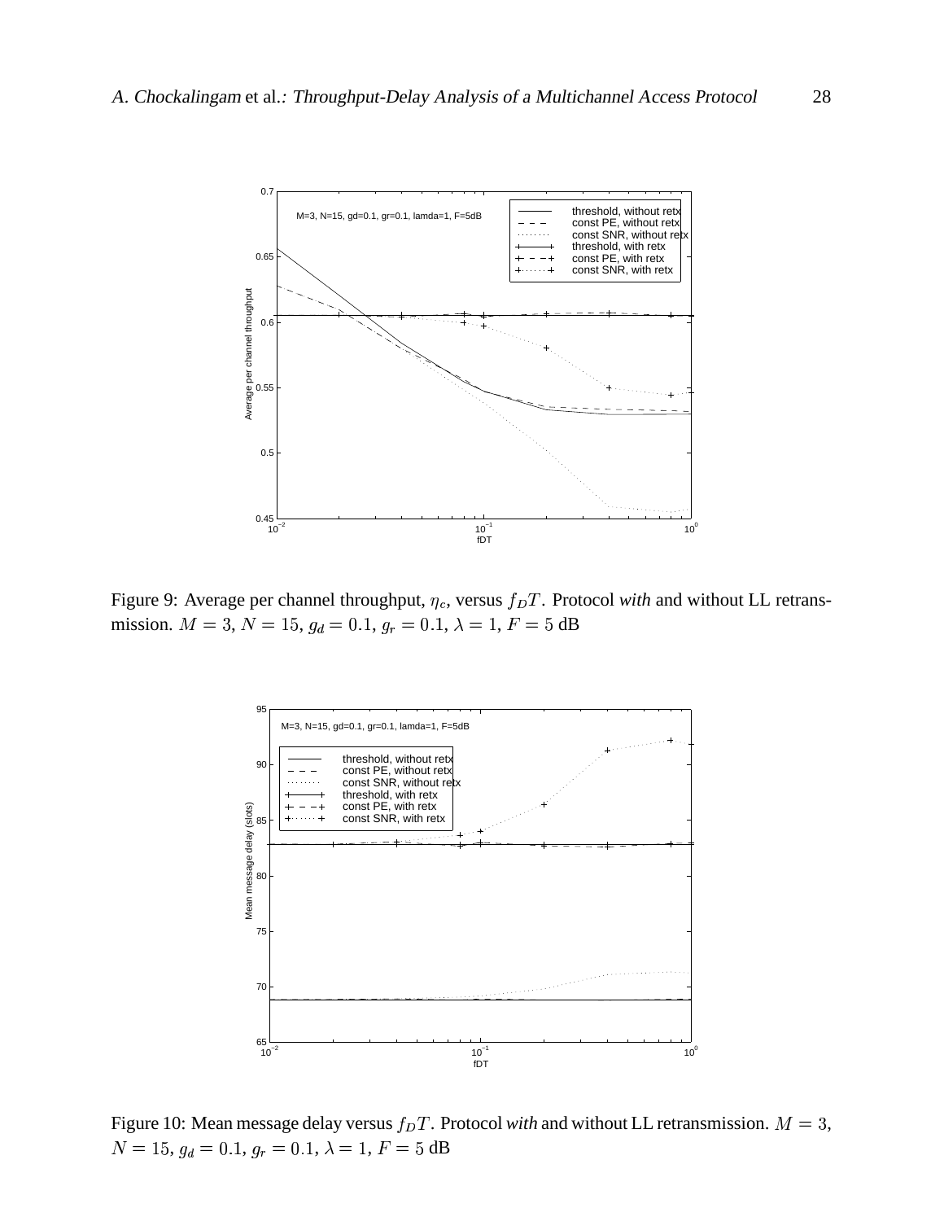0.7

M=3, N=15, gd=0.1, gr=0.1, lamda=1, F=5dB

threshold, without retx
const PE, without retx
const SNR, without retx
threshold, with retx
const PE, with retx
const SNR, with retx

0.65
0.6
0.55
0.5
0.45

Average per channel throughput

$10^{-2}$
$10^{-1}$
$10^{0}$
fDT

Figure 9: Average per channel throughput, $\eta_c$, versus $f_D T$. Protocol *with* and without LL retransmission. $M = 3$, $N = 15$, $g_d = 0.1$, $g_r = 0.1$, $\lambda = 1$, $F = 5$ dB

95

M=3, N=15, gd=0.1, gr=0.1, lamda=1, F=5dB

threshold, without retx
const PE, without retx
const SNR, without retx
threshold, with retx
const PE, with retx
const SNR, with retx

90
85
80
75
70
65

Mean message delay (slots)

$10^{-2}$
$10^{-1}$
$10^{0}$
fDT

Figure 10: Mean message delay versus $f_D T$. Protocol *with* and without LL retransmission. $M = 3$, $N = 15$, $g_d = 0.1$, $g_r = 0.1$, $\lambda = 1$, $F = 5$ dB